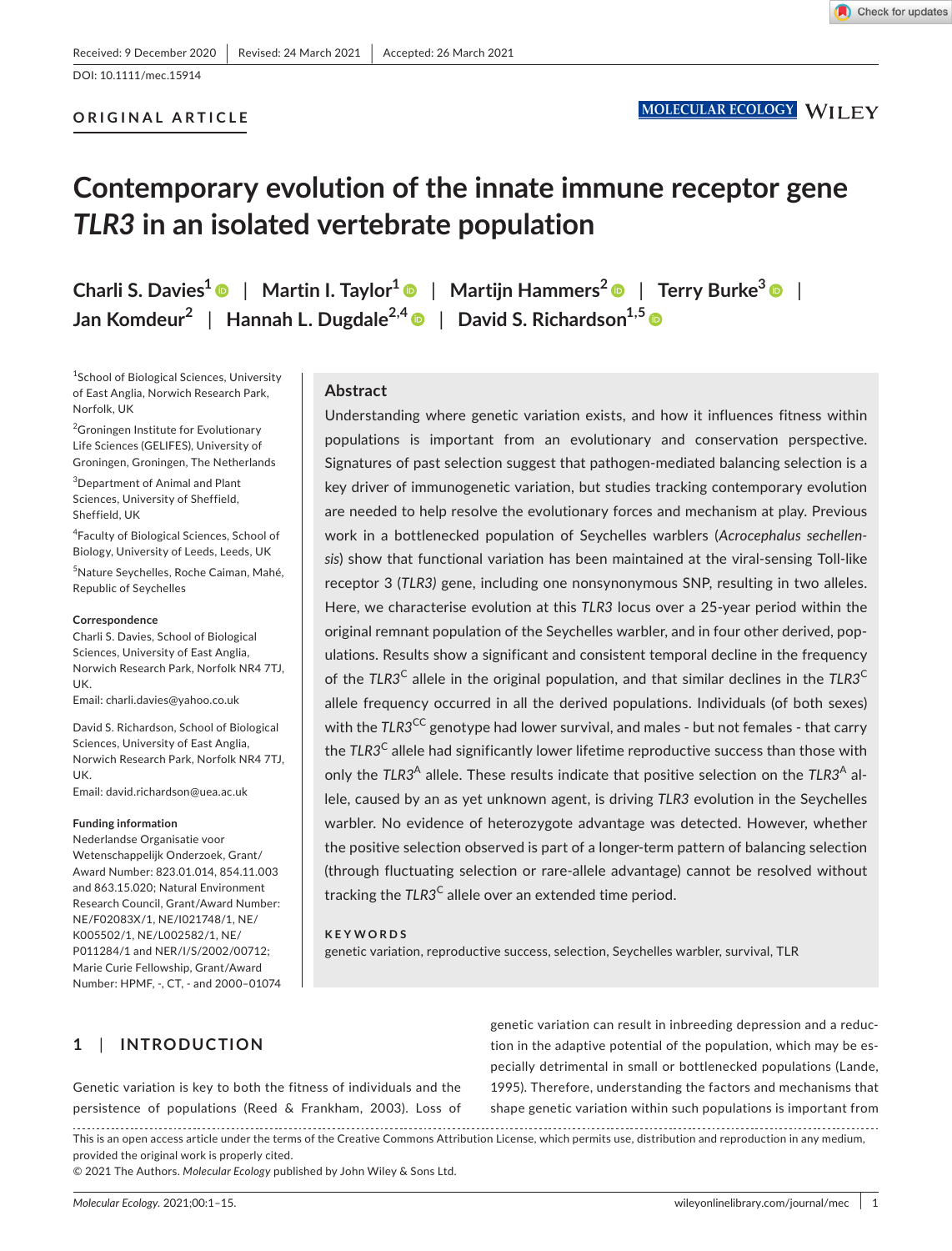Received: 9 December 2020 | Revised: 24 March 2021 | Accepted: 26 March 2021

DOI: 10.1111/mec.15914

**ORIGINAL ARTICLE**

# Contemporary evolution of the innate immune receptor gene *TLR3* in an isolated vertebrate population

**Charli S. Davies**[1] | **Martin I. Taylor**[1] | **Martijn Hammers**[2] | **Terry Burke**[3] | **Jan Komdeur**[2] | **Hannah L. Dugdale**[2,4] | **David S. Richardson**[1,5]

[1]School of Biological Sciences, University of East Anglia, Norwich Research Park, Norfolk, UK

[2]Groningen Institute for Evolutionary Life Sciences (GELIFES), University of Groningen, Groningen, The Netherlands

[3]Department of Animal and Plant Sciences, University of Sheffield, Sheffield, UK

[4]Faculty of Biological Sciences, School of Biology, University of Leeds, Leeds, UK

[5]Nature Seychelles, Roche Caiman, Mahé, Republic of Seychelles

**Correspondence**

Charli S. Davies, School of Biological Sciences, University of East Anglia, Norwich Research Park, Norfolk NR4 7TJ, UK.
Email: charli.davies@yahoo.co.uk

David S. Richardson, School of Biological Sciences, University of East Anglia, Norwich Research Park, Norfolk NR4 7TJ, UK.
Email: david.richardson@uea.ac.uk

**Funding information**

Nederlandse Organisatie voor Wetenschappelijk Onderzoek, Grant/Award Number: 823.01.014, 854.11.003 and 863.15.020; Natural Environment Research Council, Grant/Award Number: NE/F02083X/1, NE/I021748/1, NE/K005502/1, NE/L002582/1, NE/P011284/1 and NER/I/S/2002/00712; Marie Curie Fellowship, Grant/Award Number: HPMF, -, CT, - and 2000–01074

## Abstract

Understanding where genetic variation exists, and how it influences fitness within populations is important from an evolutionary and conservation perspective. Signatures of past selection suggest that pathogen-mediated balancing selection is a key driver of immunogenetic variation, but studies tracking contemporary evolution are needed to help resolve the evolutionary forces and mechanism at play. Previous work in a bottlenecked population of Seychelles warblers (*Acrocephalus sechellensis*) show that functional variation has been maintained at the viral-sensing Toll-like receptor 3 (*TLR3*) gene, including one nonsynonymous SNP, resulting in two alleles. Here, we characterise evolution at this *TLR3* locus over a 25-year period within the original remnant population of the Seychelles warbler, and in four other derived, populations. Results show a significant and consistent temporal decline in the frequency of the *TLR3*$^{C}$ allele in the original population, and that similar declines in the *TLR3*$^{C}$ allele frequency occurred in all the derived populations. Individuals (of both sexes) with the *TLR3*$^{CC}$ genotype had lower survival, and males - but not females - that carry the *TLR3*$^{C}$ allele had significantly lower lifetime reproductive success than those with only the *TLR3*$^{A}$ allele. These results indicate that positive selection on the *TLR3*$^{A}$ allele, caused by an as yet unknown agent, is driving *TLR3* evolution in the Seychelles warbler. No evidence of heterozygote advantage was detected. However, whether the positive selection observed is part of a longer-term pattern of balancing selection (through fluctuating selection or rare-allele advantage) cannot be resolved without tracking the *TLR3*$^{C}$ allele over an extended time period.

**KEYWORDS**

genetic variation, reproductive success, selection, Seychelles warbler, survival, TLR

## 1 | INTRODUCTION

Genetic variation is key to both the fitness of individuals and the persistence of populations (Reed & Frankham, 2003). Loss of genetic variation can result in inbreeding depression and a reduction in the adaptive potential of the population, which may be especially detrimental in small or bottlenecked populations (Lande, 1995). Therefore, understanding the factors and mechanisms that shape genetic variation within such populations is important from

This is an open access article under the terms of the Creative Commons Attribution License, which permits use, distribution and reproduction in any medium, provided the original work is properly cited.
© 2021 The Authors. *Molecular Ecology* published by John Wiley & Sons Ltd.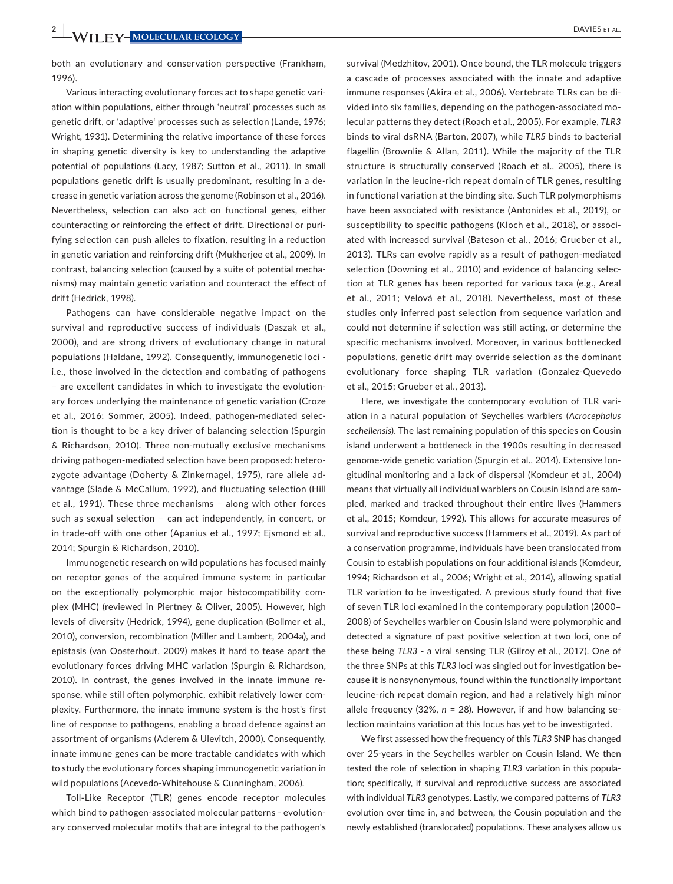both an evolutionary and conservation perspective (Frankham, 1996).

Various interacting evolutionary forces act to shape genetic variation within populations, either through 'neutral' processes such as genetic drift, or 'adaptive' processes such as selection (Lande, 1976; Wright, 1931). Determining the relative importance of these forces in shaping genetic diversity is key to understanding the adaptive potential of populations (Lacy, 1987; Sutton et al., 2011). In small populations genetic drift is usually predominant, resulting in a decrease in genetic variation across the genome (Robinson et al., 2016). Nevertheless, selection can also act on functional genes, either counteracting or reinforcing the effect of drift. Directional or purifying selection can push alleles to fixation, resulting in a reduction in genetic variation and reinforcing drift (Mukherjee et al., 2009). In contrast, balancing selection (caused by a suite of potential mechanisms) may maintain genetic variation and counteract the effect of drift (Hedrick, 1998).

Pathogens can have considerable negative impact on the survival and reproductive success of individuals (Daszak et al., 2000), and are strong drivers of evolutionary change in natural populations (Haldane, 1992). Consequently, immunogenetic loci - i.e., those involved in the detection and combating of pathogens – are excellent candidates in which to investigate the evolutionary forces underlying the maintenance of genetic variation (Croze et al., 2016; Sommer, 2005). Indeed, pathogen-mediated selection is thought to be a key driver of balancing selection (Spurgin & Richardson, 2010). Three non-mutually exclusive mechanisms driving pathogen-mediated selection have been proposed: heterozygote advantage (Doherty & Zinkernagel, 1975), rare allele advantage (Slade & McCallum, 1992), and fluctuating selection (Hill et al., 1991). These three mechanisms – along with other forces such as sexual selection – can act independently, in concert, or in trade-off with one other (Apanius et al., 1997; Ejsmond et al., 2014; Spurgin & Richardson, 2010).

Immunogenetic research on wild populations has focused mainly on receptor genes of the acquired immune system: in particular on the exceptionally polymorphic major histocompatibility complex (MHC) (reviewed in Piertney & Oliver, 2005). However, high levels of diversity (Hedrick, 1994), gene duplication (Bollmer et al., 2010), conversion, recombination (Miller and Lambert, 2004a), and epistasis (van Oosterhout, 2009) makes it hard to tease apart the evolutionary forces driving MHC variation (Spurgin & Richardson, 2010). In contrast, the genes involved in the innate immune response, while still often polymorphic, exhibit relatively lower complexity. Furthermore, the innate immune system is the host's first line of response to pathogens, enabling a broad defence against an assortment of organisms (Aderem & Ulevitch, 2000). Consequently, innate immune genes can be more tractable candidates with which to study the evolutionary forces shaping immunogenetic variation in wild populations (Acevedo-Whitehouse & Cunningham, 2006).

Toll-Like Receptor (TLR) genes encode receptor molecules which bind to pathogen-associated molecular patterns - evolutionary conserved molecular motifs that are integral to the pathogen's survival (Medzhitov, 2001). Once bound, the TLR molecule triggers a cascade of processes associated with the innate and adaptive immune responses (Akira et al., 2006). Vertebrate TLRs can be divided into six families, depending on the pathogen-associated molecular patterns they detect (Roach et al., 2005). For example, *TLR3* binds to viral dsRNA (Barton, 2007), while *TLR5* binds to bacterial flagellin (Brownlie & Allan, 2011). While the majority of the TLR structure is structurally conserved (Roach et al., 2005), there is variation in the leucine-rich repeat domain of TLR genes, resulting in functional variation at the binding site. Such TLR polymorphisms have been associated with resistance (Antonides et al., 2019), or susceptibility to specific pathogens (Kloch et al., 2018), or associated with increased survival (Bateson et al., 2016; Grueber et al., 2013). TLRs can evolve rapidly as a result of pathogen-mediated selection (Downing et al., 2010) and evidence of balancing selection at TLR genes has been reported for various taxa (e.g., Areal et al., 2011; Velová et al., 2018). Nevertheless, most of these studies only inferred past selection from sequence variation and could not determine if selection was still acting, or determine the specific mechanisms involved. Moreover, in various bottlenecked populations, genetic drift may override selection as the dominant evolutionary force shaping TLR variation (Gonzalez-Quevedo et al., 2015; Grueber et al., 2013).

Here, we investigate the contemporary evolution of TLR variation in a natural population of Seychelles warblers (*Acrocephalus sechellensis*). The last remaining population of this species on Cousin island underwent a bottleneck in the 1900s resulting in decreased genome-wide genetic variation (Spurgin et al., 2014). Extensive longitudinal monitoring and a lack of dispersal (Komdeur et al., 2004) means that virtually all individual warblers on Cousin Island are sampled, marked and tracked throughout their entire lives (Hammers et al., 2015; Komdeur, 1992). This allows for accurate measures of survival and reproductive success (Hammers et al., 2019). As part of a conservation programme, individuals have been translocated from Cousin to establish populations on four additional islands (Komdeur, 1994; Richardson et al., 2006; Wright et al., 2014), allowing spatial TLR variation to be investigated. A previous study found that five of seven TLR loci examined in the contemporary population (2000–2008) of Seychelles warbler on Cousin Island were polymorphic and detected a signature of past positive selection at two loci, one of these being *TLR3* - a viral sensing TLR (Gilroy et al., 2017). One of the three SNPs at this *TLR3* loci was singled out for investigation because it is nonsynonymous, found within the functionally important leucine-rich repeat domain region, and had a relatively high minor allele frequency (32%, $n = 28$). However, if and how balancing selection maintains variation at this locus has yet to be investigated.

We first assessed how the frequency of this *TLR3* SNP has changed over 25-years in the Seychelles warbler on Cousin Island. We then tested the role of selection in shaping *TLR3* variation in this population; specifically, if survival and reproductive success are associated with individual *TLR3* genotypes. Lastly, we compared patterns of *TLR3* evolution over time in, and between, the Cousin population and the newly established (translocated) populations. These analyses allow us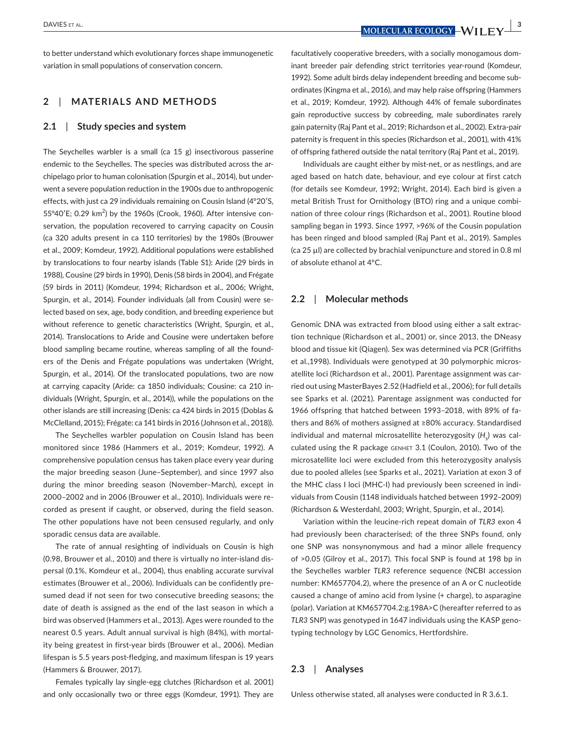to better understand which evolutionary forces shape immunogenetic variation in small populations of conservation concern.

## 2 | MATERIALS AND METHODS

### 2.1 | Study species and system

The Seychelles warbler is a small (ca 15 g) insectivorous passerine endemic to the Seychelles. The species was distributed across the archipelago prior to human colonisation (Spurgin et al., 2014), but underwent a severe population reduction in the 1900s due to anthropogenic effects, with just ca 29 individuals remaining on Cousin Island (4°20′S, 55°40′E; 0.29 km$^2$) by the 1960s (Crook, 1960). After intensive conservation, the population recovered to carrying capacity on Cousin (ca 320 adults present in ca 110 territories) by the 1980s (Brouwer et al., 2009; Komdeur, 1992). Additional populations were established by translocations to four nearby islands (Table S1): Aride (29 birds in 1988), Cousine (29 birds in 1990), Denis (58 birds in 2004), and Frégate (59 birds in 2011) (Komdeur, 1994; Richardson et al., 2006; Wright, Spurgin, et al., 2014). Founder individuals (all from Cousin) were selected based on sex, age, body condition, and breeding experience but without reference to genetic characteristics (Wright, Spurgin, et al., 2014). Translocations to Aride and Cousine were undertaken before blood sampling became routine, whereas sampling of all the founders of the Denis and Frégate populations was undertaken (Wright, Spurgin, et al., 2014). Of the translocated populations, two are now at carrying capacity (Aride: ca 1850 individuals; Cousine: ca 210 individuals (Wright, Spurgin, et al., 2014)), while the populations on the other islands are still increasing (Denis: ca 424 birds in 2015 (Doblas & McClelland, 2015); Frégate: ca 141 birds in 2016 (Johnson et al., 2018)).

The Seychelles warbler population on Cousin Island has been monitored since 1986 (Hammers et al., 2019; Komdeur, 1992). A comprehensive population census has taken place every year during the major breeding season (June–September), and since 1997 also during the minor breeding season (November–March), except in 2000–2002 and in 2006 (Brouwer et al., 2010). Individuals were recorded as present if caught, or observed, during the field season. The other populations have not been censused regularly, and only sporadic census data are available.

The rate of annual resighting of individuals on Cousin is high (0.98, Brouwer et al., 2010) and there is virtually no inter-island dispersal (0.1%, Komdeur et al., 2004), thus enabling accurate survival estimates (Brouwer et al., 2006). Individuals can be confidently presumed dead if not seen for two consecutive breeding seasons; the date of death is assigned as the end of the last season in which a bird was observed (Hammers et al., 2013). Ages were rounded to the nearest 0.5 years. Adult annual survival is high (84%), with mortality being greatest in first-year birds (Brouwer et al., 2006). Median lifespan is 5.5 years post-fledging, and maximum lifespan is 19 years (Hammers & Brouwer, 2017).

Females typically lay single-egg clutches (Richardson et al. 2001) and only occasionally two or three eggs (Komdeur, 1991). They are facultatively cooperative breeders, with a socially monogamous dominant breeder pair defending strict territories year-round (Komdeur, 1992). Some adult birds delay independent breeding and become subordinates (Kingma et al., 2016), and may help raise offspring (Hammers et al., 2019; Komdeur, 1992). Although 44% of female subordinates gain reproductive success by cobreeding, male subordinates rarely gain paternity (Raj Pant et al., 2019; Richardson et al., 2002). Extra-pair paternity is frequent in this species (Richardson et al., 2001), with 41% of offspring fathered outside the natal territory (Raj Pant et al., 2019).

Individuals are caught either by mist-net, or as nestlings, and are aged based on hatch date, behaviour, and eye colour at first catch (for details see Komdeur, 1992; Wright, 2014). Each bird is given a metal British Trust for Ornithology (BTO) ring and a unique combination of three colour rings (Richardson et al., 2001). Routine blood sampling began in 1993. Since 1997, >96% of the Cousin population has been ringed and blood sampled (Raj Pant et al., 2019). Samples (ca 25 µl) are collected by brachial venipuncture and stored in 0.8 ml of absolute ethanol at 4°C.

### 2.2 | Molecular methods

Genomic DNA was extracted from blood using either a salt extraction technique (Richardson et al., 2001) or, since 2013, the DNeasy blood and tissue kit (Qiagen). Sex was determined via PCR (Griffiths et al.,1998). Individuals were genotyped at 30 polymorphic microsatellite loci (Richardson et al., 2001). Parentage assignment was carried out using MasterBayes 2.52 (Hadfield et al., 2006); for full details see Sparks et al. (2021). Parentage assignment was conducted for 1966 offspring that hatched between 1993–2018, with 89% of fathers and 86% of mothers assigned at ≥80% accuracy. Standardised individual and maternal microsatellite heterozygosity ($H_s$) was calculated using the R package GENHET 3.1 (Coulon, 2010). Two of the microsatellite loci were excluded from this heterozygosity analysis due to pooled alleles (see Sparks et al., 2021). Variation at exon 3 of the MHC class I loci (MHC-I) had previously been screened in individuals from Cousin (1148 individuals hatched between 1992–2009) (Richardson & Westerdahl, 2003; Wright, Spurgin, et al., 2014).

Variation within the leucine-rich repeat domain of *TLR3* exon 4 had previously been characterised; of the three SNPs found, only one SNP was nonsynonymous and had a minor allele frequency of >0.05 (Gilroy et al., 2017). This focal SNP is found at 198 bp in the Seychelles warbler *TLR3* reference sequence (NCBI accession number: KM657704.2), where the presence of an A or C nucleotide caused a change of amino acid from lysine (+ charge), to asparagine (polar). Variation at KM657704.2:g.198A>C (hereafter referred to as *TLR3* SNP) was genotyped in 1647 individuals using the KASP genotyping technology by LGC Genomics, Hertfordshire.

### 2.3 | Analyses

Unless otherwise stated, all analyses were conducted in R 3.6.1.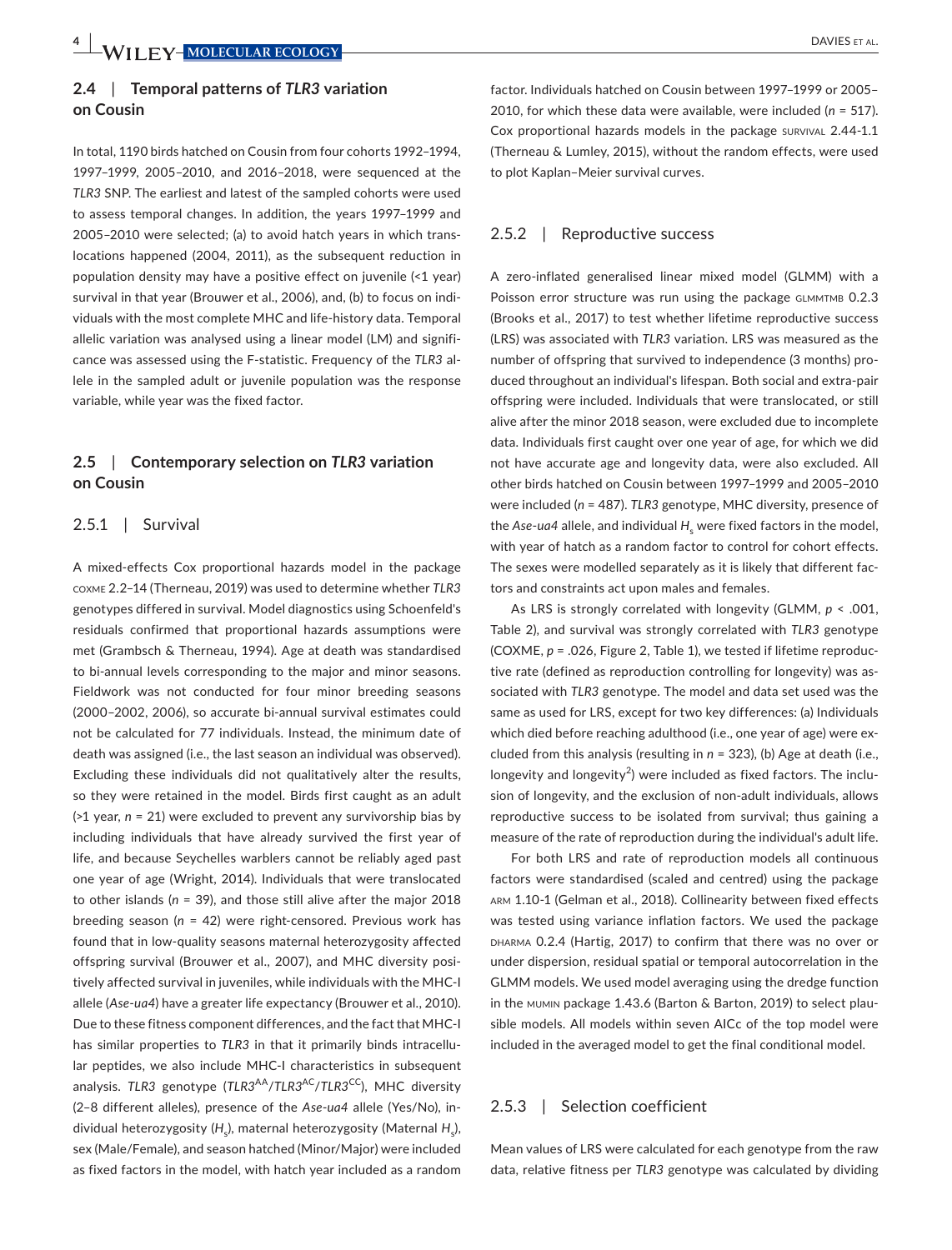## 2.4 | Temporal patterns of *TLR3* variation on Cousin

In total, 1190 birds hatched on Cousin from four cohorts 1992–1994, 1997–1999, 2005–2010, and 2016–2018, were sequenced at the *TLR3* SNP. The earliest and latest of the sampled cohorts were used to assess temporal changes. In addition, the years 1997–1999 and 2005–2010 were selected; (a) to avoid hatch years in which translocations happened (2004, 2011), as the subsequent reduction in population density may have a positive effect on juvenile (<1 year) survival in that year (Brouwer et al., 2006), and, (b) to focus on individuals with the most complete MHC and life-history data. Temporal allelic variation was analysed using a linear model (LM) and significance was assessed using the F-statistic. Frequency of the *TLR3* allele in the sampled adult or juvenile population was the response variable, while year was the fixed factor.

## 2.5 | Contemporary selection on *TLR3* variation on Cousin

### 2.5.1 | Survival

A mixed-effects Cox proportional hazards model in the package COXME 2.2–14 (Therneau, 2019) was used to determine whether *TLR3* genotypes differed in survival. Model diagnostics using Schoenfeld's residuals confirmed that proportional hazards assumptions were met (Grambsch & Therneau, 1994). Age at death was standardised to bi-annual levels corresponding to the major and minor seasons. Fieldwork was not conducted for four minor breeding seasons (2000–2002, 2006), so accurate bi-annual survival estimates could not be calculated for 77 individuals. Instead, the minimum date of death was assigned (i.e., the last season an individual was observed). Excluding these individuals did not qualitatively alter the results, so they were retained in the model. Birds first caught as an adult (>1 year, *n* = 21) were excluded to prevent any survivorship bias by including individuals that have already survived the first year of life, and because Seychelles warblers cannot be reliably aged past one year of age (Wright, 2014). Individuals that were translocated to other islands (*n* = 39), and those still alive after the major 2018 breeding season (*n* = 42) were right-censored. Previous work has found that in low-quality seasons maternal heterozygosity affected offspring survival (Brouwer et al., 2007), and MHC diversity positively affected survival in juveniles, while individuals with the MHC-I allele (*Ase-ua4*) have a greater life expectancy (Brouwer et al., 2010). Due to these fitness component differences, and the fact that MHC-I has similar properties to *TLR3* in that it primarily binds intracellular peptides, we also include MHC-I characteristics in subsequent analysis. *TLR3* genotype ($TLR3^{AA}$/$TLR3^{AC}$/$TLR3^{CC}$), MHC diversity (2–8 different alleles), presence of the *Ase-ua4* allele (Yes/No), individual heterozygosity ($H_s$), maternal heterozygosity (Maternal $H_s$), sex (Male/Female), and season hatched (Minor/Major) were included as fixed factors in the model, with hatch year included as a random factor. Individuals hatched on Cousin between 1997–1999 or 2005–2010, for which these data were available, were included (*n* = 517). Cox proportional hazards models in the package SURVIVAL 2.44-1.1 (Therneau & Lumley, 2015), without the random effects, were used to plot Kaplan–Meier survival curves.

### 2.5.2 | Reproductive success

A zero-inflated generalised linear mixed model (GLMM) with a Poisson error structure was run using the package GLMMTMB 0.2.3 (Brooks et al., 2017) to test whether lifetime reproductive success (LRS) was associated with *TLR3* variation. LRS was measured as the number of offspring that survived to independence (3 months) produced throughout an individual's lifespan. Both social and extra-pair offspring were included. Individuals that were translocated, or still alive after the minor 2018 season, were excluded due to incomplete data. Individuals first caught over one year of age, for which we did not have accurate age and longevity data, were also excluded. All other birds hatched on Cousin between 1997–1999 and 2005–2010 were included (*n* = 487). *TLR3* genotype, MHC diversity, presence of the *Ase-ua4* allele, and individual $H_s$ were fixed factors in the model, with year of hatch as a random factor to control for cohort effects. The sexes were modelled separately as it is likely that different factors and constraints act upon males and females.

As LRS is strongly correlated with longevity (GLMM, $p < .001$, Table 2), and survival was strongly correlated with *TLR3* genotype (COXME, $p = .026$, Figure 2, Table 1), we tested if lifetime reproductive rate (defined as reproduction controlling for longevity) was associated with *TLR3* genotype. The model and data set used was the same as used for LRS, except for two key differences: (a) Individuals which died before reaching adulthood (i.e., one year of age) were excluded from this analysis (resulting in *n* = 323), (b) Age at death (i.e., longevity and longevity$^2$) were included as fixed factors. The inclusion of longevity, and the exclusion of non-adult individuals, allows reproductive success to be isolated from survival; thus gaining a measure of the rate of reproduction during the individual's adult life.

For both LRS and rate of reproduction models all continuous factors were standardised (scaled and centred) using the package ARM 1.10-1 (Gelman et al., 2018). Collinearity between fixed effects was tested using variance inflation factors. We used the package DHARMA 0.2.4 (Hartig, 2017) to confirm that there was no over or under dispersion, residual spatial or temporal autocorrelation in the GLMM models. We used model averaging using the dredge function in the MUMIN package 1.43.6 (Barton & Barton, 2019) to select plausible models. All models within seven AICc of the top model were included in the averaged model to get the final conditional model.

### 2.5.3 | Selection coefficient

Mean values of LRS were calculated for each genotype from the raw data, relative fitness per *TLR3* genotype was calculated by dividing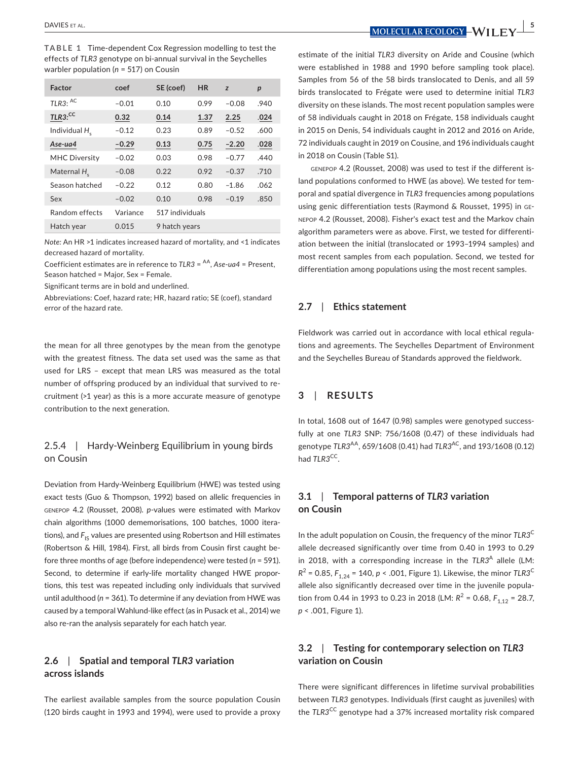**TABLE 1** Time-dependent Cox Regression modelling to test the effects of *TLR3* genotype on bi-annual survival in the Seychelles warbler population ($n$ = 517) on Cousin

| Factor | coef | SE (coef) | HR | $z$ | $p$ |
|---|---|---|---|---|---|
| *TLR3*: $^{AC}$ | −0.01 | 0.10 | 0.99 | −0.08 | .940 |
| <u>***TLR3*:$^{CC}$**</u> | <u>**0.32**</u> | <u>**0.14**</u> | <u>**1.37**</u> | <u>**2.25**</u> | <u>**.024**</u> |
| Individual $H_s$ | −0.12 | 0.23 | 0.89 | −0.52 | .600 |
| <u>***Ase-ua4***</u> | <u>**−0.29**</u> | <u>**0.13**</u> | <u>**0.75**</u> | <u>**−2.20**</u> | <u>**.028**</u> |
| MHC Diversity | −0.02 | 0.03 | 0.98 | −0.77 | .440 |
| Maternal $H_s$ | −0.08 | 0.22 | 0.92 | −0.37 | .710 |
| Season hatched | −0.22 | 0.12 | 0.80 | −1.86 | .062 |
| Sex | −0.02 | 0.10 | 0.98 | −0.19 | .850 |
| Random effects | Variance | 517 individuals | | | |
| Hatch year | 0.015 | 9 hatch years | | | |

*Note:* An HR >1 indicates increased hazard of mortality, and <1 indicates decreased hazard of mortality.

Coefficient estimates are in reference to *TLR3* = $^{AA}$, *Ase-ua4* = Present, Season hatched = Major, Sex = Female.

Significant terms are in bold and underlined.

Abbreviations: Coef, hazard rate; HR, hazard ratio; SE (coef), standard error of the hazard rate.

the mean for all three genotypes by the mean from the genotype with the greatest fitness. The data set used was the same as that used for LRS – except that mean LRS was measured as the total number of offspring produced by an individual that survived to recruitment (>1 year) as this is a more accurate measure of genotype contribution to the next generation.

### 2.5.4 | Hardy-Weinberg Equilibrium in young birds on Cousin

Deviation from Hardy-Weinberg Equilibrium (HWE) was tested using exact tests (Guo & Thompson, 1992) based on allelic frequencies in GENEPOP 4.2 (Rousset, 2008). $p$-values were estimated with Markov chain algorithms (1000 dememorisations, 100 batches, 1000 iterations), and $F_{IS}$ values are presented using Robertson and Hill estimates (Robertson & Hill, 1984). First, all birds from Cousin first caught before three months of age (before independence) were tested ($n$ = 591). Second, to determine if early-life mortality changed HWE proportions, this test was repeated including only individuals that survived until adulthood ($n$ = 361). To determine if any deviation from HWE was caused by a temporal Wahlund-like effect (as in Pusack et al., 2014) we also re-ran the analysis separately for each hatch year.

## 2.6 | Spatial and temporal *TLR3* variation across islands

The earliest available samples from the source population Cousin (120 birds caught in 1993 and 1994), were used to provide a proxy estimate of the initial *TLR3* diversity on Aride and Cousine (which were established in 1988 and 1990 before sampling took place). Samples from 56 of the 58 birds translocated to Denis, and all 59 birds translocated to Frégate were used to determine initial *TLR3* diversity on these islands. The most recent population samples were of 58 individuals caught in 2018 on Frégate, 158 individuals caught in 2015 on Denis, 54 individuals caught in 2012 and 2016 on Aride, 72 individuals caught in 2019 on Cousine, and 196 individuals caught in 2018 on Cousin (Table S1).

GENEPOP 4.2 (Rousset, 2008) was used to test if the different island populations conformed to HWE (as above). We tested for temporal and spatial divergence in *TLR3* frequencies among populations using genic differentiation tests (Raymond & Rousset, 1995) in GENEPOP 4.2 (Rousset, 2008). Fisher's exact test and the Markov chain algorithm parameters were as above. First, we tested for differentiation between the initial (translocated or 1993–1994 samples) and most recent samples from each population. Second, we tested for differentiation among populations using the most recent samples.

## 2.7 | Ethics statement

Fieldwork was carried out in accordance with local ethical regulations and agreements. The Seychelles Department of Environment and the Seychelles Bureau of Standards approved the fieldwork.

# 3 | RESULTS

In total, 1608 out of 1647 (0.98) samples were genotyped successfully at one *TLR3* SNP: 756/1608 (0.47) of these individuals had genotype *TLR3*$^{AA}$, 659/1608 (0.41) had *TLR3*$^{AC}$, and 193/1608 (0.12) had *TLR3*$^{CC}$.

## 3.1 | Temporal patterns of *TLR3* variation on Cousin

In the adult population on Cousin, the frequency of the minor *TLR3*$^{C}$ allele decreased significantly over time from 0.40 in 1993 to 0.29 in 2018, with a corresponding increase in the *TLR3*$^{A}$ allele (LM: $R^2$ = 0.85, $F_{1,24}$ = 140, $p$ < .001, Figure 1). Likewise, the minor *TLR3*$^{C}$ allele also significantly decreased over time in the juvenile population from 0.44 in 1993 to 0.23 in 2018 (LM: $R^2$ = 0.68, $F_{1,12}$ = 28.7, $p$ < .001, Figure 1).

## 3.2 | Testing for contemporary selection on *TLR3* variation on Cousin

There were significant differences in lifetime survival probabilities between *TLR3* genotypes. Individuals (first caught as juveniles) with the *TLR3*$^{CC}$ genotype had a 37% increased mortality risk compared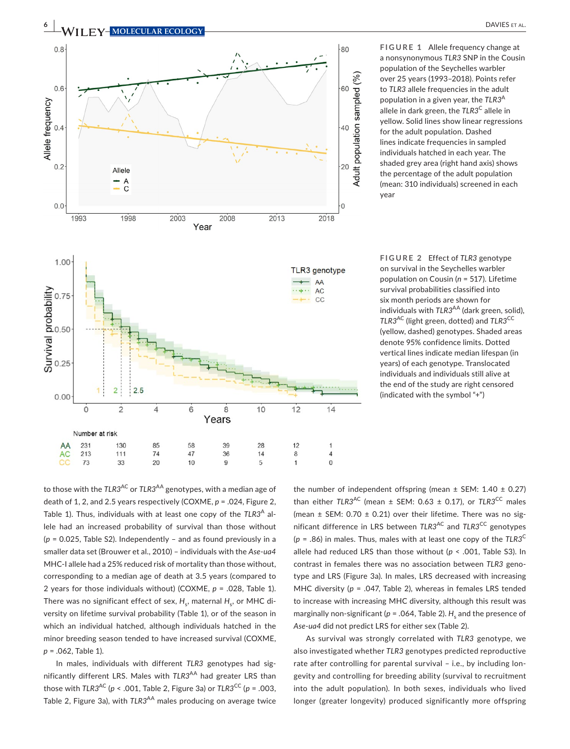**FIGURE 1** Allele frequency change at a nonsynonymous *TLR3* SNP in the Cousin population of the Seychelles warbler over 25 years (1993–2018). Points refer to *TLR3* allele frequencies in the adult population in a given year, the *TLR3*$^{A}$ allele in dark green, the *TLR3*$^{C}$ allele in yellow. Solid lines show linear regressions for the adult population. Dashed lines indicate frequencies in sampled individuals hatched in each year. The shaded grey area (right hand axis) shows the percentage of the adult population (mean: 310 individuals) screened in each year

**FIGURE 2** Effect of *TLR3* genotype on survival in the Seychelles warbler population on Cousin ($n$ = 517). Lifetime survival probabilities classified into six month periods are shown for individuals with *TLR3*$^{AA}$ (dark green, solid), *TLR3*$^{AC}$ (light green, dotted) and *TLR3*$^{CC}$ (yellow, dashed) genotypes. Shaded areas denote 95% confidence limits. Dotted vertical lines indicate median lifespan (in years) of each genotype. Translocated individuals and individuals still alive at the end of the study are right censored (indicated with the symbol "+")

to those with the *TLR3*$^{AC}$ or *TLR3*$^{AA}$ genotypes, with a median age of death of 1, 2, and 2.5 years respectively (COXME, $p$ = .024, Figure 2, Table 1). Thus, individuals with at least one copy of the *TLR3*$^{A}$ allele had an increased probability of survival than those without ($p$ = 0.025, Table S2). Independently – and as found previously in a smaller data set (Brouwer et al., 2010) – individuals with the *Ase-ua4* MHC-I allele had a 25% reduced risk of mortality than those without, corresponding to a median age of death at 3.5 years (compared to 2 years for those individuals without) (COXME, $p$ = .028, Table 1). There was no significant effect of sex, $H_s$, maternal $H_s$, or MHC diversity on lifetime survival probability (Table 1), or of the season in which an individual hatched, although individuals hatched in the minor breeding season tended to have increased survival (COXME, $p$ = .062, Table 1).

In males, individuals with different *TLR3* genotypes had significantly different LRS. Males with *TLR3*$^{AA}$ had greater LRS than those with *TLR3*$^{AC}$ ($p$ < .001, Table 2, Figure 3a) or *TLR3*$^{CC}$ ($p$ = .003, Table 2, Figure 3a), with *TLR3*$^{AA}$ males producing on average twice the number of independent offspring (mean ± SEM: 1.40 ± 0.27) than either *TLR3*$^{AC}$ (mean ± SEM: 0.63 ± 0.17), or *TLR3*$^{CC}$ males (mean ± SEM: 0.70 ± 0.21) over their lifetime. There was no significant difference in LRS between *TLR3*$^{AC}$ and *TLR3*$^{CC}$ genotypes ($p$ = .86) in males. Thus, males with at least one copy of the *TLR3*$^{C}$ allele had reduced LRS than those without ($p$ < .001, Table S3). In contrast in females there was no association between *TLR3* genotype and LRS (Figure 3a). In males, LRS decreased with increasing MHC diversity ($p$ = .047, Table 2), whereas in females LRS tended to increase with increasing MHC diversity, although this result was marginally non-significant ($p$ = .064, Table 2). $H_s$ and the presence of *Ase-ua4* did not predict LRS for either sex (Table 2).

As survival was strongly correlated with *TLR3* genotype, we also investigated whether *TLR3* genotypes predicted reproductive rate after controlling for parental survival – i.e., by including longevity and controlling for breeding ability (survival to recruitment into the adult population). In both sexes, individuals who lived longer (greater longevity) produced significantly more offspring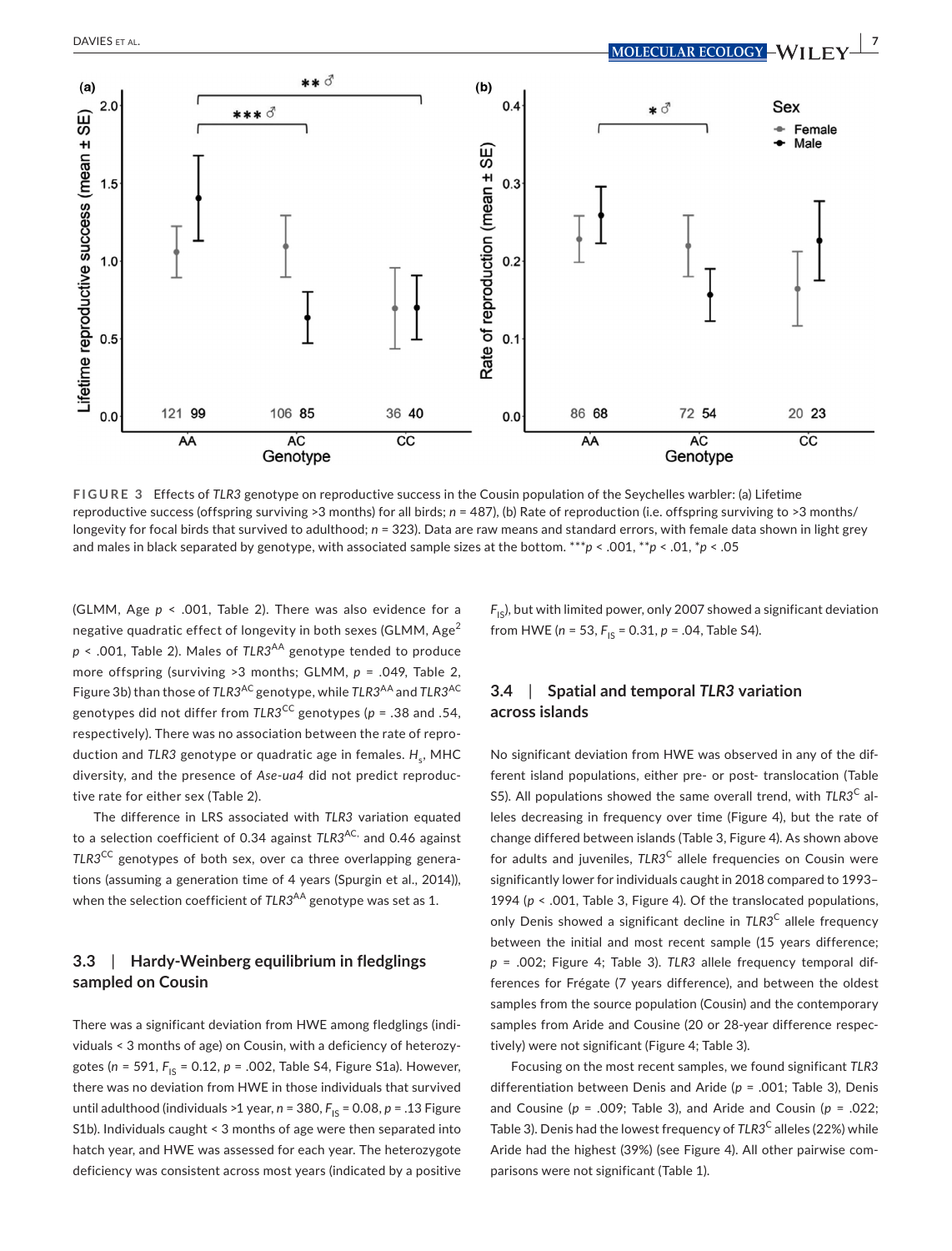FIGURE 3 Effects of *TLR3* genotype on reproductive success in the Cousin population of the Seychelles warbler: (a) Lifetime reproductive success (offspring surviving >3 months) for all birds; $n$ = 487), (b) Rate of reproduction (i.e. offspring surviving to >3 months/longevity for focal birds that survived to adulthood; $n$ = 323). Data are raw means and standard errors, with female data shown in light grey and males in black separated by genotype, with associated sample sizes at the bottom. ***$p$ < .001, **$p$ < .01, *$p$ < .05

(GLMM, Age $p$ < .001, Table 2). There was also evidence for a negative quadratic effect of longevity in both sexes (GLMM, Age$^2$ $p$ < .001, Table 2). Males of *TLR3*$^{AA}$ genotype tended to produce more offspring (surviving >3 months; GLMM, $p$ = .049, Table 2, Figure 3b) than those of *TLR3*$^{AC}$ genotype, while *TLR3*$^{AA}$ and *TLR3*$^{AC}$ genotypes did not differ from *TLR3*$^{CC}$ genotypes ($p$ = .38 and .54, respectively). There was no association between the rate of reproduction and *TLR3* genotype or quadratic age in females. $H_s$, MHC diversity, and the presence of *Ase-ua4* did not predict reproductive rate for either sex (Table 2).

The difference in LRS associated with *TLR3* variation equated to a selection coefficient of 0.34 against *TLR3*$^{AC,}$ and 0.46 against *TLR3*$^{CC}$ genotypes of both sex, over ca three overlapping generations (assuming a generation time of 4 years (Spurgin et al., 2014)), when the selection coefficient of *TLR3*$^{AA}$ genotype was set as 1.

### 3.3 | Hardy-Weinberg equilibrium in fledglings sampled on Cousin

There was a significant deviation from HWE among fledglings (individuals < 3 months of age) on Cousin, with a deficiency of heterozygotes ($n$ = 591, $F_{IS}$ = 0.12, $p$ = .002, Table S4, Figure S1a). However, there was no deviation from HWE in those individuals that survived until adulthood (individuals >1 year, $n$ = 380, $F_{IS}$ = 0.08, $p$ = .13 Figure S1b). Individuals caught < 3 months of age were then separated into hatch year, and HWE was assessed for each year. The heterozygote deficiency was consistent across most years (indicated by a positive $F_{IS}$), but with limited power, only 2007 showed a significant deviation from HWE ($n$ = 53, $F_{IS}$ = 0.31, $p$ = .04, Table S4).

### 3.4 | Spatial and temporal *TLR3* variation across islands

No significant deviation from HWE was observed in any of the different island populations, either pre- or post- translocation (Table S5). All populations showed the same overall trend, with *TLR3*$^{C}$ alleles decreasing in frequency over time (Figure 4), but the rate of change differed between islands (Table 3, Figure 4). As shown above for adults and juveniles, *TLR3*$^{C}$ allele frequencies on Cousin were significantly lower for individuals caught in 2018 compared to 1993–1994 ($p$ < .001, Table 3, Figure 4). Of the translocated populations, only Denis showed a significant decline in *TLR3*$^{C}$ allele frequency between the initial and most recent sample (15 years difference; $p$ = .002; Figure 4; Table 3). *TLR3* allele frequency temporal differences for Frégate (7 years difference), and between the oldest samples from the source population (Cousin) and the contemporary samples from Aride and Cousine (20 or 28-year difference respectively) were not significant (Figure 4; Table 3).

Focusing on the most recent samples, we found significant *TLR3* differentiation between Denis and Aride ($p$ = .001; Table 3), Denis and Cousine ($p$ = .009; Table 3), and Aride and Cousin ($p$ = .022; Table 3). Denis had the lowest frequency of *TLR3*$^{C}$ alleles (22%) while Aride had the highest (39%) (see Figure 4). All other pairwise comparisons were not significant (Table 1).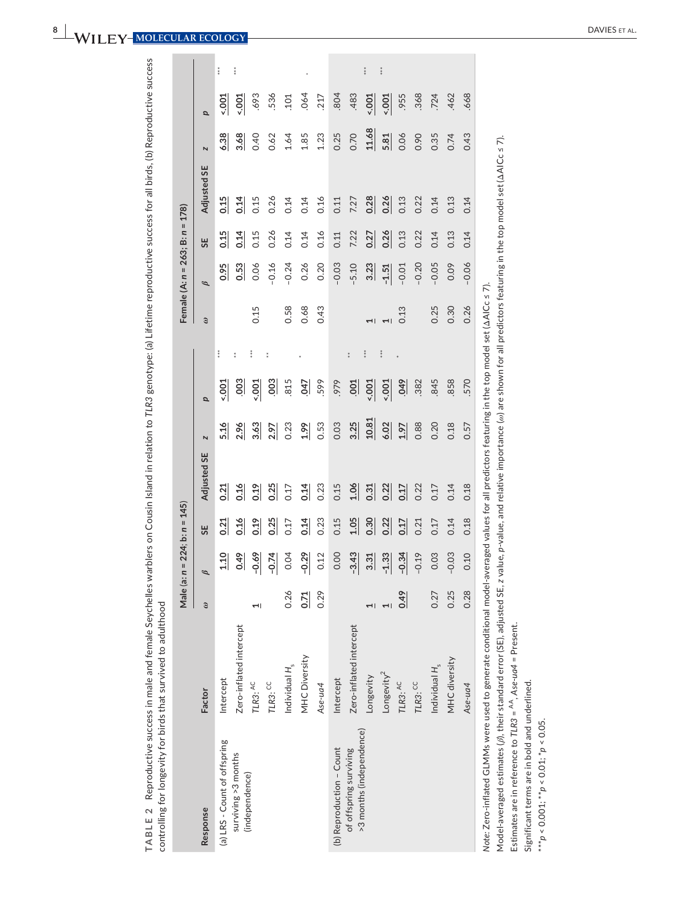**TABLE 2** Reproductive success in male and female Seychelles warblers on Cousin Island in relation to *TLR3* genotype: (a) Lifetime reproductive success for all birds, (b) Reproductive success controlling for longevity for birds that survived to adulthood

| Response | Factor | Male (a: n = 224; b: n = 145) | | | | | | | Female (A: n = 263; B: n = 178) | | | | | | |
|---|---|---|---|---|---|---|---|---|---|---|---|---|---|---|---|
| | | $\omega$ | $\beta$ | SE | Adjusted SE | z | p | | $\omega$ | $\beta$ | SE | Adjusted SE | z | p | |
| (a) LRS - Count of offspring surviving >3 months (independence) | Intercept | | **<u>1.10</u>** | **<u>0.21</u>** | **<u>0.21</u>** | **<u>5.16</u>** | **<u><.001</u>** | *** | | **<u>0.95</u>** | **<u>0.15</u>** | **<u>0.15</u>** | **<u>6.38</u>** | **<u><.001</u>** | *** |
| | Zero-inflated intercept | | **<u>0.49</u>** | **<u>0.16</u>** | **<u>0.16</u>** | **<u>2.96</u>** | **<u>.003</u>** | ** | | **<u>0.53</u>** | **<u>0.14</u>** | **<u>0.14</u>** | **<u>3.68</u>** | **<u><.001</u>** | *** |
| | *TLR3*: [AC] | **<u>1</u>** | **<u>−0.69</u>** | **<u>0.19</u>** | **<u>0.19</u>** | **<u>3.63</u>** | **<u><.001</u>** | *** | 0.15 | 0.06 | 0.15 | 0.15 | 0.40 | .693 | |
| | *TLR3*: [CC] | | **<u>−0.74</u>** | **<u>0.25</u>** | **<u>0.25</u>** | **<u>2.97</u>** | **<u>.003</u>** | ** | | −0.16 | 0.26 | 0.26 | 0.62 | .536 | |
| | Individual $H_s$ | 0.26 | 0.04 | 0.17 | 0.17 | 0.23 | .815 | | 0.58 | −0.24 | 0.14 | 0.14 | 1.64 | .101 | |
| | MHC Diversity | **<u>0.71</u>** | **<u>−0.29</u>** | **<u>0.14</u>** | **<u>0.14</u>** | **<u>1.99</u>** | **<u>.047</u>** | * | 0.68 | 0.26 | 0.14 | 0.14 | 1.85 | .064 | . |
| | *Ase-ua4* | 0.29 | 0.12 | 0.23 | 0.23 | 0.53 | .599 | | 0.43 | 0.20 | 0.16 | 0.16 | 1.23 | .217 | |
| (b) Reproduction – Count of offspring surviving >3 months (independence) | Intercept | | 0.00 | 0.15 | 0.15 | 0.03 | .979 | | | −0.03 | 0.11 | 0.11 | 0.25 | .804 | |
| | Zero-inflated intercept | | **<u>−3.43</u>** | **<u>1.05</u>** | **<u>1.06</u>** | **<u>3.25</u>** | **<u>.001</u>** | ** | | −5.10 | 7.22 | 7.27 | 0.70 | .483 | |
| | Longevity | **<u>1</u>** | **<u>3.31</u>** | **<u>0.30</u>** | **<u>0.31</u>** | **<u>10.81</u>** | **<u><.001</u>** | *** | **<u>1</u>** | **<u>3.23</u>** | **<u>0.27</u>** | **<u>0.28</u>** | **<u>11.68</u>** | **<u><.001</u>** | *** |
| | Longevity[2] | **<u>1</u>** | **<u>−1.33</u>** | **<u>0.22</u>** | **<u>0.22</u>** | **<u>6.02</u>** | **<u><.001</u>** | *** | **<u>1</u>** | **<u>−1.51</u>** | **<u>0.26</u>** | **<u>0.26</u>** | **<u>5.81</u>** | **<u><.001</u>** | *** |
| | *TLR3*: [AC] | **<u>0.49</u>** | **<u>−0.34</u>** | **<u>0.17</u>** | **<u>0.17</u>** | **<u>1.97</u>** | **<u>.049</u>** | * | 0.13 | −0.01 | 0.13 | 0.13 | 0.06 | .955 | |
| | *TLR3*: [CC] | | −0.19 | 0.21 | 0.22 | 0.88 | .382 | | | −0.20 | 0.22 | 0.22 | 0.90 | .368 | |
| | Individual $H_s$ | 0.27 | 0.03 | 0.17 | 0.17 | 0.20 | .845 | | 0.25 | −0.05 | 0.14 | 0.14 | 0.35 | .724 | |
| | MHC diversity | 0.25 | −0.03 | 0.14 | 0.14 | 0.18 | .858 | | 0.30 | 0.09 | 0.13 | 0.13 | 0.74 | .462 | |
| | *Ase-ua4* | 0.28 | 0.10 | 0.18 | 0.18 | 0.57 | .570 | | 0.26 | −0.06 | 0.14 | 0.14 | 0.43 | .668 | |

*Note*: Zero-inflated GLMMs were used to generate conditional model-averaged values for all predictors featuring in the top model set (ΔAICc ≤ 7).

Model-averaged estimates ($\beta$), their standard error (SE), adjusted SE, z value, p-value, and relative importance ($\omega$) are shown for all predictors featuring in the top model set (ΔAICc ≤ 7).

Estimates are in reference to *TLR3* = [AA], *Ase-ua4* = Present.

Significant terms are in bold and underlined.

***$p < 0.001$; **$p < 0.01$; *$p < 0.05$.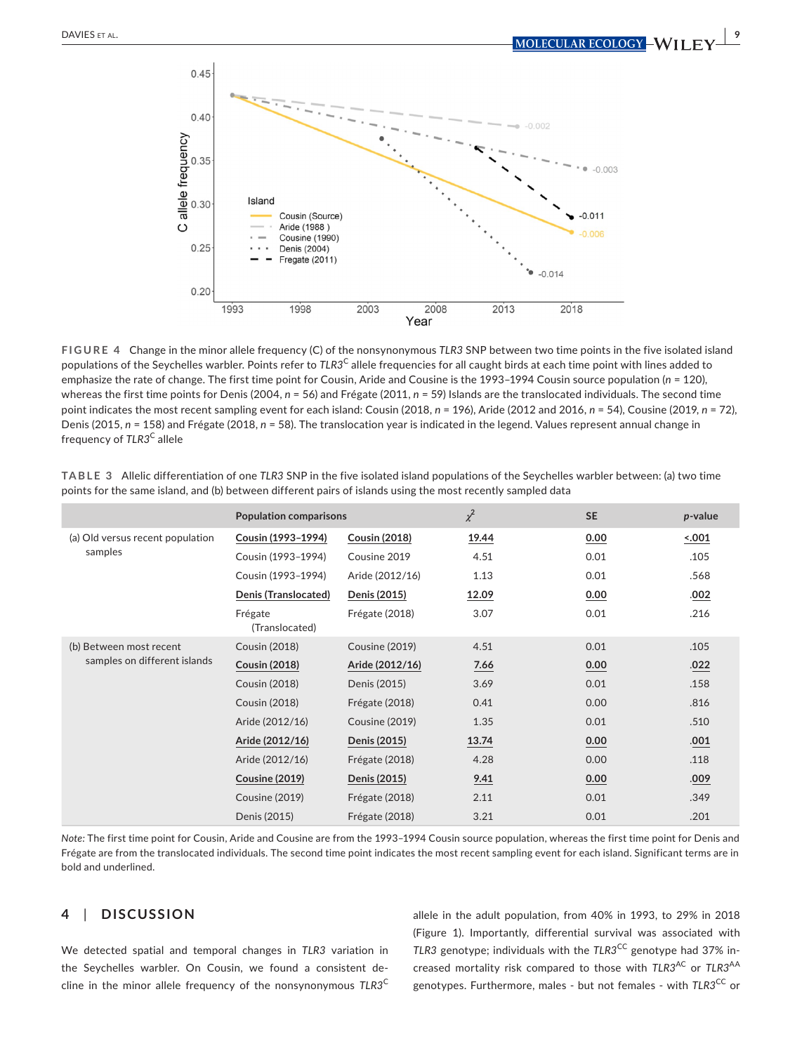**FIGURE 4** Change in the minor allele frequency (C) of the nonsynonymous *TLR3* SNP between two time points in the five isolated island populations of the Seychelles warbler. Points refer to $TLR3^C$ allele frequencies for all caught birds at each time point with lines added to emphasize the rate of change. The first time point for Cousin, Aride and Cousine is the 1993–1994 Cousin source population ($n$ = 120), whereas the first time points for Denis (2004, $n$ = 56) and Frégate (2011, $n$ = 59) Islands are the translocated individuals. The second time point indicates the most recent sampling event for each island: Cousin (2018, $n$ = 196), Aride (2012 and 2016, $n$ = 54), Cousine (2019, $n$ = 72), Denis (2015, $n$ = 158) and Frégate (2018, $n$ = 58). The translocation year is indicated in the legend. Values represent annual change in frequency of $TLR3^C$ allele

**TABLE 3** Allelic differentiation of one *TLR3* SNP in the five isolated island populations of the Seychelles warbler between: (a) two time points for the same island, and (b) between different pairs of islands using the most recently sampled data

| | Population comparisons | | $\chi^2$ | SE | *p*-value |
|---|---|---|---|---|---|
| (a) Old versus recent population samples | **Cousin (1993–1994)** | **Cousin (2018)** | **19.44** | **0.00** | **<.001** |
| | Cousin (1993–1994) | Cousine 2019 | 4.51 | 0.01 | .105 |
| | Cousin (1993–1994) | Aride (2012/16) | 1.13 | 0.01 | .568 |
| | **Denis (Translocated)** | **Denis (2015)** | **12.09** | **0.00** | **.002** |
| | Frégate (Translocated) | Frégate (2018) | 3.07 | 0.01 | .216 |
| (b) Between most recent samples on different islands | Cousin (2018) | Cousine (2019) | 4.51 | 0.01 | .105 |
| | **Cousin (2018)** | **Aride (2012/16)** | **7.66** | **0.00** | **.022** |
| | Cousin (2018) | Denis (2015) | 3.69 | 0.01 | .158 |
| | Cousin (2018) | Frégate (2018) | 0.41 | 0.00 | .816 |
| | Aride (2012/16) | Cousine (2019) | 1.35 | 0.01 | .510 |
| | **Aride (2012/16)** | **Denis (2015)** | **13.74** | **0.00** | **.001** |
| | Aride (2012/16) | Frégate (2018) | 4.28 | 0.00 | .118 |
| | **Cousine (2019)** | **Denis (2015)** | **9.41** | **0.00** | **.009** |
| | Cousine (2019) | Frégate (2018) | 2.11 | 0.01 | .349 |
| | Denis (2015) | Frégate (2018) | 3.21 | 0.01 | .201 |

*Note:* The first time point for Cousin, Aride and Cousine are from the 1993–1994 Cousin source population, whereas the first time point for Denis and Frégate are from the translocated individuals. The second time point indicates the most recent sampling event for each island. Significant terms are in bold and underlined.

## 4 | DISCUSSION

We detected spatial and temporal changes in *TLR3* variation in the Seychelles warbler. On Cousin, we found a consistent decline in the minor allele frequency of the nonsynonymous $TLR3^C$ allele in the adult population, from 40% in 1993, to 29% in 2018 (Figure 1). Importantly, differential survival was associated with *TLR3* genotype; individuals with the $TLR3^{CC}$ genotype had 37% increased mortality risk compared to those with $TLR3^{AC}$ or $TLR3^{AA}$ genotypes. Furthermore, males - but not females - with $TLR3^{CC}$ or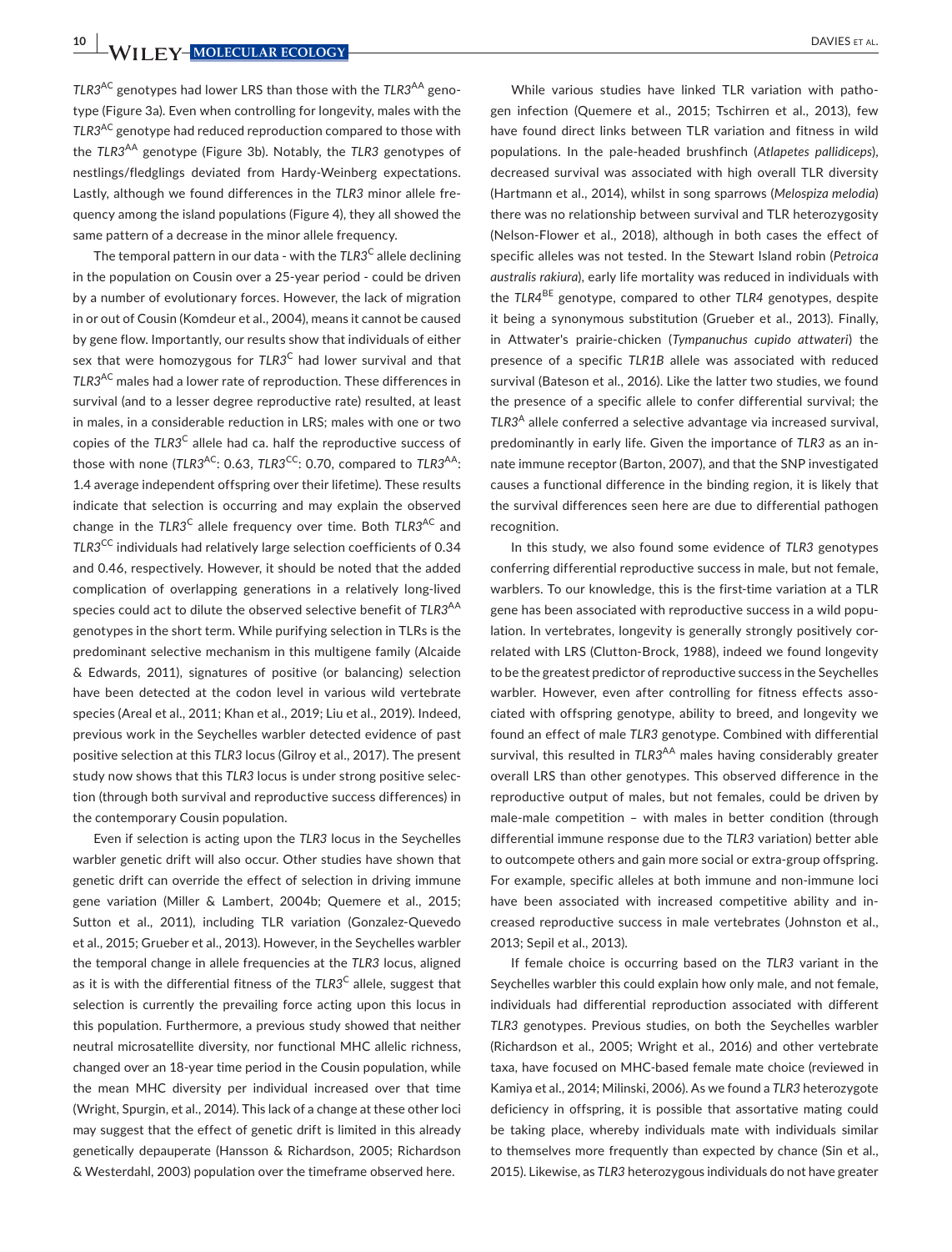*TLR3*$^{AC}$ genotypes had lower LRS than those with the *TLR3*$^{AA}$ genotype (Figure 3a). Even when controlling for longevity, males with the *TLR3*$^{AC}$ genotype had reduced reproduction compared to those with the *TLR3*$^{AA}$ genotype (Figure 3b). Notably, the *TLR3* genotypes of nestlings/fledglings deviated from Hardy-Weinberg expectations. Lastly, although we found differences in the *TLR3* minor allele frequency among the island populations (Figure 4), they all showed the same pattern of a decrease in the minor allele frequency.

The temporal pattern in our data - with the *TLR3*$^{C}$ allele declining in the population on Cousin over a 25-year period - could be driven by a number of evolutionary forces. However, the lack of migration in or out of Cousin (Komdeur et al., 2004), means it cannot be caused by gene flow. Importantly, our results show that individuals of either sex that were homozygous for *TLR3*$^{C}$ had lower survival and that *TLR3*$^{AC}$ males had a lower rate of reproduction. These differences in survival (and to a lesser degree reproductive rate) resulted, at least in males, in a considerable reduction in LRS; males with one or two copies of the *TLR3*$^{C}$ allele had ca. half the reproductive success of those with none (*TLR3*$^{AC}$: 0.63, *TLR3*$^{CC}$: 0.70, compared to *TLR3*$^{AA}$: 1.4 average independent offspring over their lifetime). These results indicate that selection is occurring and may explain the observed change in the *TLR3*$^{C}$ allele frequency over time. Both *TLR3*$^{AC}$ and *TLR3*$^{CC}$ individuals had relatively large selection coefficients of 0.34 and 0.46, respectively. However, it should be noted that the added complication of overlapping generations in a relatively long-lived species could act to dilute the observed selective benefit of *TLR3*$^{AA}$ genotypes in the short term. While purifying selection in TLRs is the predominant selective mechanism in this multigene family (Alcaide & Edwards, 2011), signatures of positive (or balancing) selection have been detected at the codon level in various wild vertebrate species (Areal et al., 2011; Khan et al., 2019; Liu et al., 2019). Indeed, previous work in the Seychelles warbler detected evidence of past positive selection at this *TLR3* locus (Gilroy et al., 2017). The present study now shows that this *TLR3* locus is under strong positive selection (through both survival and reproductive success differences) in the contemporary Cousin population.

Even if selection is acting upon the *TLR3* locus in the Seychelles warbler genetic drift will also occur. Other studies have shown that genetic drift can override the effect of selection in driving immune gene variation (Miller & Lambert, 2004b; Quemere et al., 2015; Sutton et al., 2011), including TLR variation (Gonzalez-Quevedo et al., 2015; Grueber et al., 2013). However, in the Seychelles warbler the temporal change in allele frequencies at the *TLR3* locus, aligned as it is with the differential fitness of the *TLR3*$^{C}$ allele, suggest that selection is currently the prevailing force acting upon this locus in this population. Furthermore, a previous study showed that neither neutral microsatellite diversity, nor functional MHC allelic richness, changed over an 18-year time period in the Cousin population, while the mean MHC diversity per individual increased over that time (Wright, Spurgin, et al., 2014). This lack of a change at these other loci may suggest that the effect of genetic drift is limited in this already genetically depauperate (Hansson & Richardson, 2005; Richardson & Westerdahl, 2003) population over the timeframe observed here.

While various studies have linked TLR variation with pathogen infection (Quemere et al., 2015; Tschirren et al., 2013), few have found direct links between TLR variation and fitness in wild populations. In the pale-headed brushfinch (*Atlapetes pallidiceps*), decreased survival was associated with high overall TLR diversity (Hartmann et al., 2014), whilst in song sparrows (*Melospiza melodia*) there was no relationship between survival and TLR heterozygosity (Nelson-Flower et al., 2018), although in both cases the effect of specific alleles was not tested. In the Stewart Island robin (*Petroica australis rakiura*), early life mortality was reduced in individuals with the *TLR4*$^{BE}$ genotype, compared to other *TLR4* genotypes, despite it being a synonymous substitution (Grueber et al., 2013). Finally, in Attwater's prairie-chicken (*Tympanuchus cupido attwateri*) the presence of a specific *TLR1B* allele was associated with reduced survival (Bateson et al., 2016). Like the latter two studies, we found the presence of a specific allele to confer differential survival; the *TLR3*$^{A}$ allele conferred a selective advantage via increased survival, predominantly in early life. Given the importance of *TLR3* as an innate immune receptor (Barton, 2007), and that the SNP investigated causes a functional difference in the binding region, it is likely that the survival differences seen here are due to differential pathogen recognition.

In this study, we also found some evidence of *TLR3* genotypes conferring differential reproductive success in male, but not female, warblers. To our knowledge, this is the first-time variation at a TLR gene has been associated with reproductive success in a wild population. In vertebrates, longevity is generally strongly positively correlated with LRS (Clutton-Brock, 1988), indeed we found longevity to be the greatest predictor of reproductive success in the Seychelles warbler. However, even after controlling for fitness effects associated with offspring genotype, ability to breed, and longevity we found an effect of male *TLR3* genotype. Combined with differential survival, this resulted in *TLR3*$^{AA}$ males having considerably greater overall LRS than other genotypes. This observed difference in the reproductive output of males, but not females, could be driven by male-male competition – with males in better condition (through differential immune response due to the *TLR3* variation) better able to outcompete others and gain more social or extra-group offspring. For example, specific alleles at both immune and non-immune loci have been associated with increased competitive ability and increased reproductive success in male vertebrates (Johnston et al., 2013; Sepil et al., 2013).

If female choice is occurring based on the *TLR3* variant in the Seychelles warbler this could explain how only male, and not female, individuals had differential reproduction associated with different *TLR3* genotypes. Previous studies, on both the Seychelles warbler (Richardson et al., 2005; Wright et al., 2016) and other vertebrate taxa, have focused on MHC-based female mate choice (reviewed in Kamiya et al., 2014; Milinski, 2006). As we found a *TLR3* heterozygote deficiency in offspring, it is possible that assortative mating could be taking place, whereby individuals mate with individuals similar to themselves more frequently than expected by chance (Sin et al., 2015). Likewise, as *TLR3* heterozygous individuals do not have greater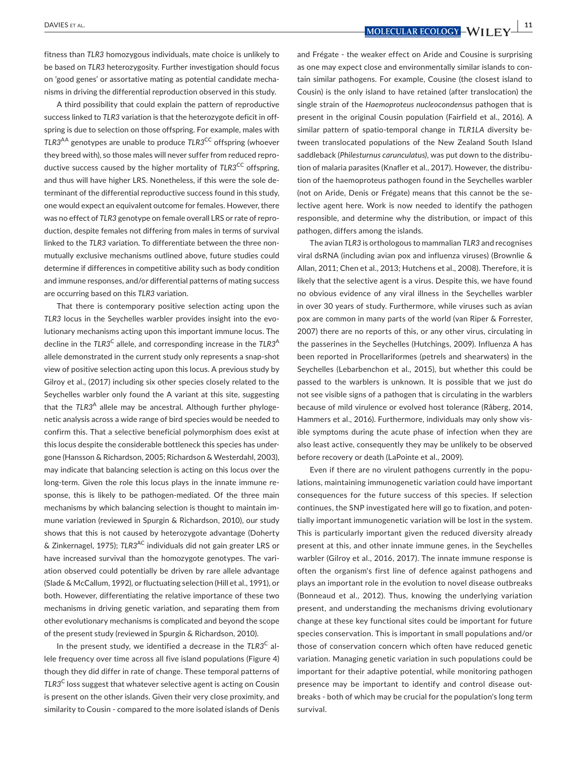fitness than *TLR3* homozygous individuals, mate choice is unlikely to be based on *TLR3* heterozygosity. Further investigation should focus on 'good genes' or assortative mating as potential candidate mechanisms in driving the differential reproduction observed in this study.

A third possibility that could explain the pattern of reproductive success linked to *TLR3* variation is that the heterozygote deficit in offspring is due to selection on those offspring. For example, males with *TLR3*$^{AA}$ genotypes are unable to produce *TLR3*$^{CC}$ offspring (whoever they breed with), so those males will never suffer from reduced reproductive success caused by the higher mortality of *TLR3*$^{CC}$ offspring, and thus will have higher LRS. Nonetheless, if this were the sole determinant of the differential reproductive success found in this study, one would expect an equivalent outcome for females. However, there was no effect of *TLR3* genotype on female overall LRS or rate of reproduction, despite females not differing from males in terms of survival linked to the *TLR3* variation. To differentiate between the three non-mutually exclusive mechanisms outlined above, future studies could determine if differences in competitive ability such as body condition and immune responses, and/or differential patterns of mating success are occurring based on this *TLR3* variation.

That there is contemporary positive selection acting upon the *TLR3* locus in the Seychelles warbler provides insight into the evolutionary mechanisms acting upon this important immune locus. The decline in the *TLR3*$^{C}$ allele, and corresponding increase in the *TLR3*$^{A}$ allele demonstrated in the current study only represents a snap-shot view of positive selection acting upon this locus. A previous study by Gilroy et al., (2017) including six other species closely related to the Seychelles warbler only found the A variant at this site, suggesting that the *TLR3*$^{A}$ allele may be ancestral. Although further phylogenetic analysis across a wide range of bird species would be needed to confirm this. That a selective beneficial polymorphism does exist at this locus despite the considerable bottleneck this species has undergone (Hansson & Richardson, 2005; Richardson & Westerdahl, 2003), may indicate that balancing selection is acting on this locus over the long-term. Given the role this locus plays in the innate immune response, this is likely to be pathogen-mediated. Of the three main mechanisms by which balancing selection is thought to maintain immune variation (reviewed in Spurgin & Richardson, 2010), our study shows that this is not caused by heterozygote advantage (Doherty & Zinkernagel, 1975); *TLR3*$^{AC}$ individuals did not gain greater LRS or have increased survival than the homozygote genotypes. The variation observed could potentially be driven by rare allele advantage (Slade & McCallum, 1992), or fluctuating selection (Hill et al., 1991), or both. However, differentiating the relative importance of these two mechanisms in driving genetic variation, and separating them from other evolutionary mechanisms is complicated and beyond the scope of the present study (reviewed in Spurgin & Richardson, 2010).

In the present study, we identified a decrease in the *TLR3*$^{C}$ allele frequency over time across all five island populations (Figure 4) though they did differ in rate of change. These temporal patterns of *TLR3*$^{C}$ loss suggest that whatever selective agent is acting on Cousin is present on the other islands. Given their very close proximity, and similarity to Cousin - compared to the more isolated islands of Denis and Frégate - the weaker effect on Aride and Cousine is surprising as one may expect close and environmentally similar islands to contain similar pathogens. For example, Cousine (the closest island to Cousin) is the only island to have retained (after translocation) the single strain of the *Haemoproteus nucleocondensus* pathogen that is present in the original Cousin population (Fairfield et al., 2016). A similar pattern of spatio-temporal change in *TLR1LA* diversity between translocated populations of the New Zealand South Island saddleback (*Philesturnus carunculatus*), was put down to the distribution of malaria parasites (Knafler et al., 2017). However, the distribution of the haemoproteus pathogen found in the Seychelles warbler (not on Aride, Denis or Frégate) means that this cannot be the selective agent here. Work is now needed to identify the pathogen responsible, and determine why the distribution, or impact of this pathogen, differs among the islands.

The avian *TLR3* is orthologous to mammalian *TLR3* and recognises viral dsRNA (including avian pox and influenza viruses) (Brownlie & Allan, 2011; Chen et al., 2013; Hutchens et al., 2008). Therefore, it is likely that the selective agent is a virus. Despite this, we have found no obvious evidence of any viral illness in the Seychelles warbler in over 30 years of study. Furthermore, while viruses such as avian pox are common in many parts of the world (van Riper & Forrester, 2007) there are no reports of this, or any other virus, circulating in the passerines in the Seychelles (Hutchings, 2009). Influenza A has been reported in Procellariformes (petrels and shearwaters) in the Seychelles (Lebarbenchon et al., 2015), but whether this could be passed to the warblers is unknown. It is possible that we just do not see visible signs of a pathogen that is circulating in the warblers because of mild virulence or evolved host tolerance (Råberg, 2014, Hammers et al., 2016). Furthermore, individuals may only show visible symptoms during the acute phase of infection when they are also least active, consequently they may be unlikely to be observed before recovery or death (LaPointe et al., 2009).

Even if there are no virulent pathogens currently in the populations, maintaining immunogenetic variation could have important consequences for the future success of this species. If selection continues, the SNP investigated here will go to fixation, and potentially important immunogenetic variation will be lost in the system. This is particularly important given the reduced diversity already present at this, and other innate immune genes, in the Seychelles warbler (Gilroy et al., 2016, 2017). The innate immune response is often the organism's first line of defence against pathogens and plays an important role in the evolution to novel disease outbreaks (Bonneaud et al., 2012). Thus, knowing the underlying variation present, and understanding the mechanisms driving evolutionary change at these key functional sites could be important for future species conservation. This is important in small populations and/or those of conservation concern which often have reduced genetic variation. Managing genetic variation in such populations could be important for their adaptive potential, while monitoring pathogen presence may be important to identify and control disease outbreaks - both of which may be crucial for the population's long term survival.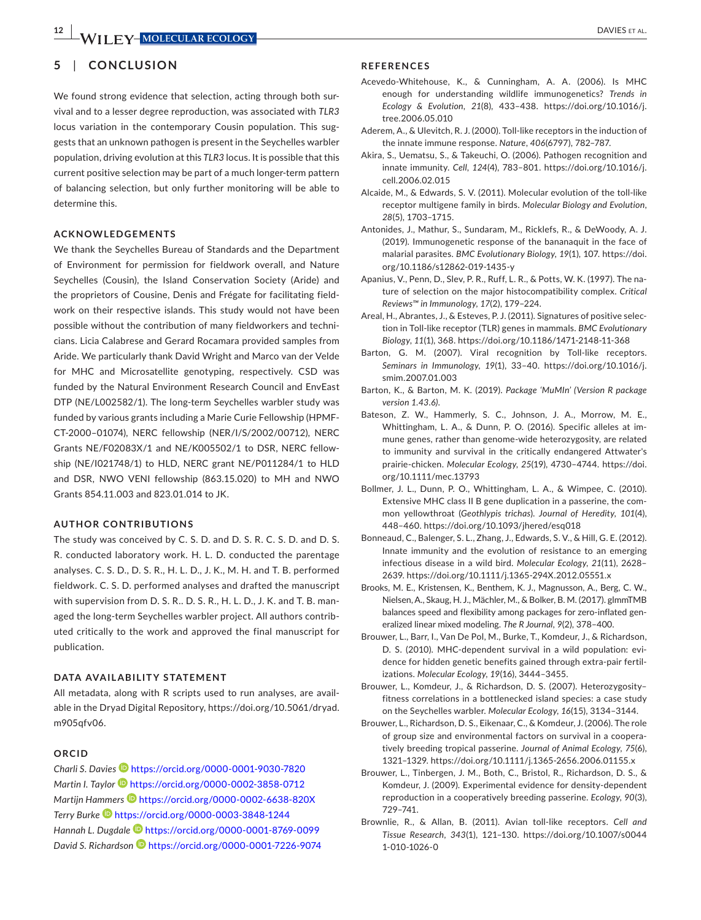## 5 | CONCLUSION

We found strong evidence that selection, acting through both survival and to a lesser degree reproduction, was associated with *TLR3* locus variation in the contemporary Cousin population. This suggests that an unknown pathogen is present in the Seychelles warbler population, driving evolution at this *TLR3* locus. It is possible that this current positive selection may be part of a much longer-term pattern of balancing selection, but only further monitoring will be able to determine this.

### ACKNOWLEDGEMENTS

We thank the Seychelles Bureau of Standards and the Department of Environment for permission for fieldwork overall, and Nature Seychelles (Cousin), the Island Conservation Society (Aride) and the proprietors of Cousine, Denis and Frégate for facilitating fieldwork on their respective islands. This study would not have been possible without the contribution of many fieldworkers and technicians. Licia Calabrese and Gerard Rocamara provided samples from Aride. We particularly thank David Wright and Marco van der Velde for MHC and Microsatellite genotyping, respectively. CSD was funded by the Natural Environment Research Council and EnvEast DTP (NE/L002582/1). The long-term Seychelles warbler study was funded by various grants including a Marie Curie Fellowship (HPMF-CT-2000–01074), NERC fellowship (NER/I/S/2002/00712), NERC Grants NE/F02083X/1 and NE/K005502/1 to DSR, NERC fellowship (NE/I021748/1) to HLD, NERC grant NE/P011284/1 to HLD and DSR, NWO VENI fellowship (863.15.020) to MH and NWO Grants 854.11.003 and 823.01.014 to JK.

### AUTHOR CONTRIBUTIONS

The study was conceived by C. S. D. and D. S. R. C. S. D. and D. S. R. conducted laboratory work. H. L. D. conducted the parentage analyses. C. S. D., D. S. R., H. L. D., J. K., M. H. and T. B. performed fieldwork. C. S. D. performed analyses and drafted the manuscript with supervision from D. S. R.. D. S. R., H. L. D., J. K. and T. B. managed the long-term Seychelles warbler project. All authors contributed critically to the work and approved the final manuscript for publication.

### DATA AVAILABILITY STATEMENT

All metadata, along with R scripts used to run analyses, are available in the Dryad Digital Repository, https://doi.org/10.5061/dryad.m905qfv06.

### ORCID

*Charli S. Davies* https://orcid.org/0000-0001-9030-7820
*Martin I. Taylor* https://orcid.org/0000-0002-3858-0712
*Martijn Hammers* https://orcid.org/0000-0002-6638-820X
*Terry Burke* https://orcid.org/0000-0003-3848-1244
*Hannah L. Dugdale* https://orcid.org/0000-0001-8769-0099
*David S. Richardson* https://orcid.org/0000-0001-7226-9074

### REFERENCES

Acevedo-Whitehouse, K., & Cunningham, A. A. (2006). Is MHC enough for understanding wildlife immunogenetics? *Trends in Ecology & Evolution*, *21*(8), 433–438. https://doi.org/10.1016/j.tree.2006.05.010

Aderem, A., & Ulevitch, R. J. (2000). Toll-like receptors in the induction of the innate immune response. *Nature*, *406*(6797), 782–787.

Akira, S., Uematsu, S., & Takeuchi, O. (2006). Pathogen recognition and innate immunity. *Cell*, *124*(4), 783–801. https://doi.org/10.1016/j.cell.2006.02.015

Alcaide, M., & Edwards, S. V. (2011). Molecular evolution of the toll-like receptor multigene family in birds. *Molecular Biology and Evolution*, *28*(5), 1703–1715.

Antonides, J., Mathur, S., Sundaram, M., Ricklefs, R., & DeWoody, A. J. (2019). Immunogenetic response of the bananaquit in the face of malarial parasites. *BMC Evolutionary Biology*, *19*(1), 107. https://doi.org/10.1186/s12862-019-1435-y

Apanius, V., Penn, D., Slev, P. R., Ruff, L. R., & Potts, W. K. (1997). The nature of selection on the major histocompatibility complex. *Critical Reviews™ in Immunology*, *17*(2), 179–224.

Areal, H., Abrantes, J., & Esteves, P. J. (2011). Signatures of positive selection in Toll-like receptor (TLR) genes in mammals. *BMC Evolutionary Biology*, *11*(1), 368. https://doi.org/10.1186/1471-2148-11-368

Barton, G. M. (2007). Viral recognition by Toll-like receptors. *Seminars in Immunology*, *19*(1), 33–40. https://doi.org/10.1016/j.smim.2007.01.003

Barton, K., & Barton, M. K. (2019). *Package 'MuMIn' (Version R package version 1.43.6)*.

Bateson, Z. W., Hammerly, S. C., Johnson, J. A., Morrow, M. E., Whittingham, L. A., & Dunn, P. O. (2016). Specific alleles at immune genes, rather than genome-wide heterozygosity, are related to immunity and survival in the critically endangered Attwater's prairie-chicken. *Molecular Ecology*, *25*(19), 4730–4744. https://doi.org/10.1111/mec.13793

Bollmer, J. L., Dunn, P. O., Whittingham, L. A., & Wimpee, C. (2010). Extensive MHC class II B gene duplication in a passerine, the common yellowthroat (*Geothlypis trichas*). *Journal of Heredity*, *101*(4), 448–460. https://doi.org/10.1093/jhered/esq018

Bonneaud, C., Balenger, S. L., Zhang, J., Edwards, S. V., & Hill, G. E. (2012). Innate immunity and the evolution of resistance to an emerging infectious disease in a wild bird. *Molecular Ecology*, *21*(11), 2628–2639. https://doi.org/10.1111/j.1365-294X.2012.05551.x

Brooks, M. E., Kristensen, K., Benthem, K. J., Magnusson, A., Berg, C. W., Nielsen, A., Skaug, H. J., Mächler, M., & Bolker, B. M. (2017). glmmTMB balances speed and flexibility among packages for zero-inflated generalized linear mixed modeling. *The R Journal*, *9*(2), 378–400.

Brouwer, L., Barr, I., Van De Pol, M., Burke, T., Komdeur, J., & Richardson, D. S. (2010). MHC-dependent survival in a wild population: evidence for hidden genetic benefits gained through extra-pair fertilizations. *Molecular Ecology*, *19*(16), 3444–3455.

Brouwer, L., Komdeur, J., & Richardson, D. S. (2007). Heterozygosity–fitness correlations in a bottlenecked island species: a case study on the Seychelles warbler. *Molecular Ecology*, *16*(15), 3134–3144.

Brouwer, L., Richardson, D. S., Eikenaar, C., & Komdeur, J. (2006). The role of group size and environmental factors on survival in a cooperatively breeding tropical passerine. *Journal of Animal Ecology*, *75*(6), 1321–1329. https://doi.org/10.1111/j.1365-2656.2006.01155.x

Brouwer, L., Tinbergen, J. M., Both, C., Bristol, R., Richardson, D. S., & Komdeur, J. (2009). Experimental evidence for density-dependent reproduction in a cooperatively breeding passerine. *Ecology*, *90*(3), 729–741.

Brownlie, R., & Allan, B. (2011). Avian toll-like receptors. *Cell and Tissue Research*, *343*(1), 121–130. https://doi.org/10.1007/s00441-010-1026-0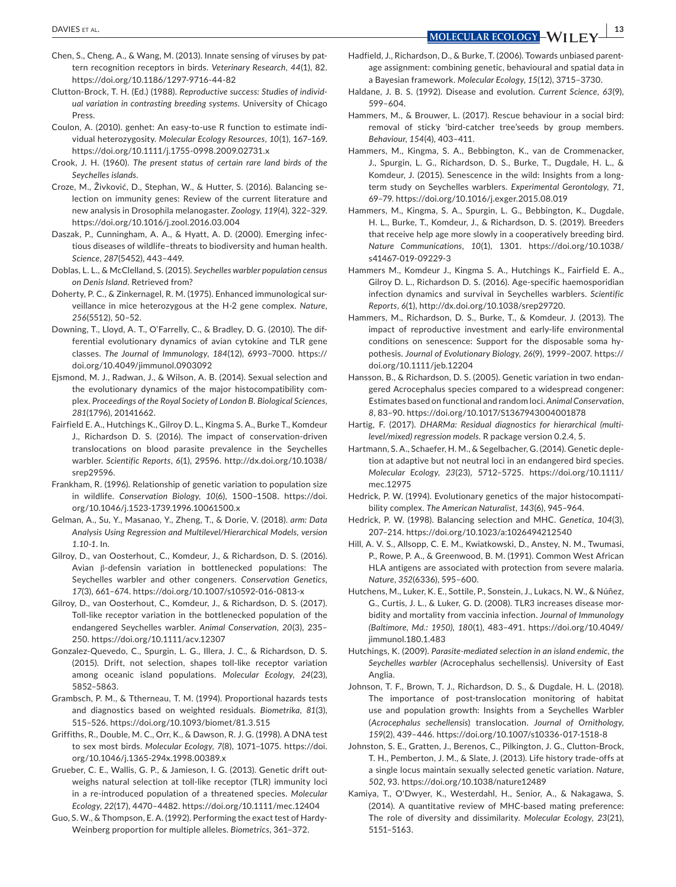Chen, S., Cheng, A., & Wang, M. (2013). Innate sensing of viruses by pattern recognition receptors in birds. *Veterinary Research*, *44*(1), 82. https://doi.org/10.1186/1297-9716-44-82

Clutton-Brock, T. H. (Ed.) (1988). *Reproductive success: Studies of individual variation in contrasting breeding systems*. University of Chicago Press.

Coulon, A. (2010). genhet: An easy-to-use R function to estimate individual heterozygosity. *Molecular Ecology Resources*, *10*(1), 167–169. https://doi.org/10.1111/j.1755-0998.2009.02731.x

Crook, J. H. (1960). *The present status of certain rare land birds of the Seychelles islands*.

Croze, M., Živković, D., Stephan, W., & Hutter, S. (2016). Balancing selection on immunity genes: Review of the current literature and new analysis in Drosophila melanogaster. *Zoology*, *119*(4), 322–329. https://doi.org/10.1016/j.zool.2016.03.004

Daszak, P., Cunningham, A. A., & Hyatt, A. D. (2000). Emerging infectious diseases of wildlife–threats to biodiversity and human health. *Science*, *287*(5452), 443–449.

Doblas, L. L., & McClelland, S. (2015). *Seychelles warbler population census on Denis Island*. Retrieved from?

Doherty, P. C., & Zinkernagel, R. M. (1975). Enhanced immunological surveillance in mice heterozygous at the H-2 gene complex. *Nature*, *256*(5512), 50–52.

Downing, T., Lloyd, A. T., O'Farrelly, C., & Bradley, D. G. (2010). The differential evolutionary dynamics of avian cytokine and TLR gene classes. *The Journal of Immunology*, *184*(12), 6993–7000. https://doi.org/10.4049/jimmunol.0903092

Ejsmond, M. J., Radwan, J., & Wilson, A. B. (2014). Sexual selection and the evolutionary dynamics of the major histocompatibility complex. *Proceedings of the Royal Society of London B. Biological Sciences*, *281*(1796), 20141662.

Fairfield E. A., Hutchings K., Gilroy D. L., Kingma S. A., Burke T., Komdeur J., Richardson D. S. (2016). The impact of conservation-driven translocations on blood parasite prevalence in the Seychelles warbler. *Scientific Reports*, *6*(1), 29596. http://dx.doi.org/10.1038/srep29596.

Frankham, R. (1996). Relationship of genetic variation to population size in wildlife. *Conservation Biology*, *10*(6), 1500–1508. https://doi.org/10.1046/j.1523-1739.1996.10061500.x

Gelman, A., Su, Y., Masanao, Y., Zheng, T., & Dorie, V. (2018). *arm: Data Analysis Using Regression and Multilevel/Hierarchical Models, version 1.10-1*. In.

Gilroy, D., van Oosterhout, C., Komdeur, J., & Richardson, D. S. (2016). Avian β-defensin variation in bottlenecked populations: The Seychelles warbler and other congeners. *Conservation Genetics*, *17*(3), 661–674. https://doi.org/10.1007/s10592-016-0813-x

Gilroy, D., van Oosterhout, C., Komdeur, J., & Richardson, D. S. (2017). Toll-like receptor variation in the bottlenecked population of the endangered Seychelles warbler. *Animal Conservation*, *20*(3), 235–250. https://doi.org/10.1111/acv.12307

Gonzalez-Quevedo, C., Spurgin, L. G., Illera, J. C., & Richardson, D. S. (2015). Drift, not selection, shapes toll-like receptor variation among oceanic island populations. *Molecular Ecology*, *24*(23), 5852–5863.

Grambsch, P. M., & Ttherneau, T. M. (1994). Proportional hazards tests and diagnostics based on weighted residuals. *Biometrika*, *81*(3), 515–526. https://doi.org/10.1093/biomet/81.3.515

Griffiths, R., Double, M. C., Orr, K., & Dawson, R. J. G. (1998). A DNA test to sex most birds. *Molecular Ecology*, *7*(8), 1071–1075. https://doi.org/10.1046/j.1365-294x.1998.00389.x

Grueber, C. E., Wallis, G. P., & Jamieson, I. G. (2013). Genetic drift outweighs natural selection at toll-like receptor (TLR) immunity loci in a re-introduced population of a threatened species. *Molecular Ecology*, *22*(17), 4470–4482. https://doi.org/10.1111/mec.12404

Guo, S. W., & Thompson, E. A. (1992). Performing the exact test of Hardy-Weinberg proportion for multiple alleles. *Biometrics*, 361–372.

Hadfield, J., Richardson, D., & Burke, T. (2006). Towards unbiased parentage assignment: combining genetic, behavioural and spatial data in a Bayesian framework. *Molecular Ecology*, *15*(12), 3715–3730.

Haldane, J. B. S. (1992). Disease and evolution. *Current Science*, *63*(9), 599–604.

Hammers, M., & Brouwer, L. (2017). Rescue behaviour in a social bird: removal of sticky 'bird-catcher tree'seeds by group members. *Behaviour*, *154*(4), 403–411.

Hammers, M., Kingma, S. A., Bebbington, K., van de Crommenacker, J., Spurgin, L. G., Richardson, D. S., Burke, T., Dugdale, H. L., & Komdeur, J. (2015). Senescence in the wild: Insights from a long-term study on Seychelles warblers. *Experimental Gerontology*, *71*, 69–79. https://doi.org/10.1016/j.exger.2015.08.019

Hammers, M., Kingma, S. A., Spurgin, L. G., Bebbington, K., Dugdale, H. L., Burke, T., Komdeur, J., & Richardson, D. S. (2019). Breeders that receive help age more slowly in a cooperatively breeding bird. *Nature Communications*, *10*(1), 1301. https://doi.org/10.1038/s41467-019-09229-3

Hammers M., Komdeur J., Kingma S. A., Hutchings K., Fairfield E. A., Gilroy D. L., Richardson D. S. (2016). Age-specific haemosporidian infection dynamics and survival in Seychelles warblers. *Scientific Reports*, *6*(1), http://dx.doi.org/10.1038/srep29720.

Hammers, M., Richardson, D. S., Burke, T., & Komdeur, J. (2013). The impact of reproductive investment and early-life environmental conditions on senescence: Support for the disposable soma hypothesis. *Journal of Evolutionary Biology*, *26*(9), 1999–2007. https://doi.org/10.1111/jeb.12204

Hansson, B., & Richardson, D. S. (2005). Genetic variation in two endangered Acrocephalus species compared to a widespread congener: Estimates based on functional and random loci. *Animal Conservation*, *8*, 83–90. https://doi.org/10.1017/S1367943004001878

Hartig, F. (2017). *DHARMa: Residual diagnostics for hierarchical (multi-level/mixed) regression models*. R package version 0.2.4, 5.

Hartmann, S. A., Schaefer, H. M., & Segelbacher, G. (2014). Genetic depletion at adaptive but not neutral loci in an endangered bird species. *Molecular Ecology*, *23*(23), 5712–5725. https://doi.org/10.1111/mec.12975

Hedrick, P. W. (1994). Evolutionary genetics of the major histocompatibility complex. *The American Naturalist*, *143*(6), 945–964.

Hedrick, P. W. (1998). Balancing selection and MHC. *Genetica*, *104*(3), 207–214. https://doi.org/10.1023/a:1026494212540

Hill, A. V. S., Allsopp, C. E. M., Kwiatkowski, D., Anstey, N. M., Twumasi, P., Rowe, P. A., & Greenwood, B. M. (1991). Common West African HLA antigens are associated with protection from severe malaria. *Nature*, *352*(6336), 595–600.

Hutchens, M., Luker, K. E., Sottile, P., Sonstein, J., Lukacs, N. W., & Núñez, G., Curtis, J. L., & Luker, G. D. (2008). TLR3 increases disease morbidity and mortality from vaccinia infection. *Journal of Immunology (Baltimore, Md.: 1950)*, *180*(1), 483–491. https://doi.org/10.4049/jimmunol.180.1.483

Hutchings, K. (2009). *Parasite-mediated selection in an island endemic, the Seychelles warbler (*Acrocephalus sechellensis*)*. University of East Anglia.

Johnson, T. F., Brown, T. J., Richardson, D. S., & Dugdale, H. L. (2018). The importance of post-translocation monitoring of habitat use and population growth: Insights from a Seychelles Warbler (*Acrocephalus sechellensis*) translocation. *Journal of Ornithology*, *159*(2), 439–446. https://doi.org/10.1007/s10336-017-1518-8

Johnston, S. E., Gratten, J., Berenos, C., Pilkington, J. G., Clutton-Brock, T. H., Pemberton, J. M., & Slate, J. (2013). Life history trade-offs at a single locus maintain sexually selected genetic variation. *Nature*, *502*, 93. https://doi.org/10.1038/nature12489

Kamiya, T., O'Dwyer, K., Westerdahl, H., Senior, A., & Nakagawa, S. (2014). A quantitative review of MHC-based mating preference: The role of diversity and dissimilarity. *Molecular Ecology*, *23*(21), 5151–5163.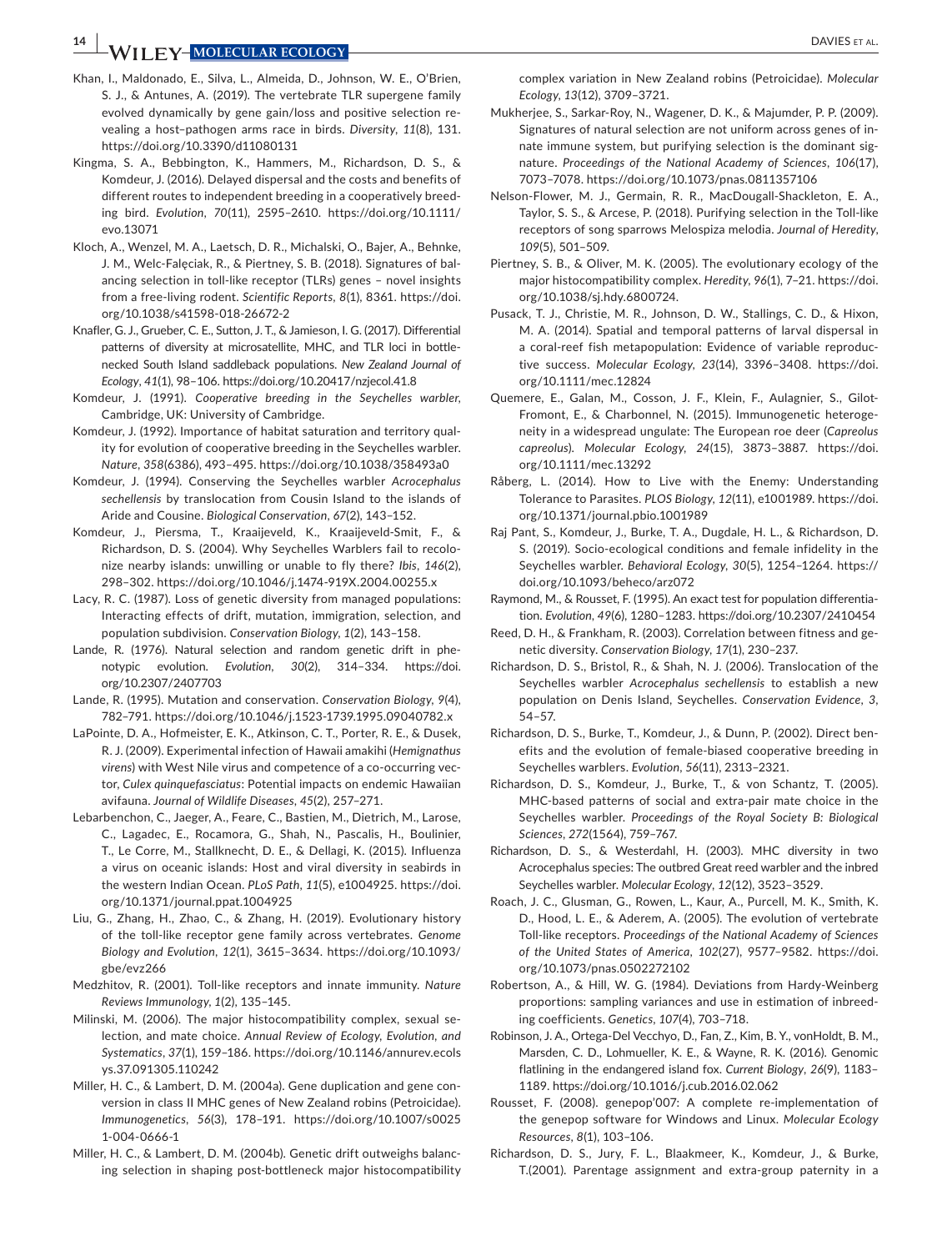Khan, I., Maldonado, E., Silva, L., Almeida, D., Johnson, W. E., O'Brien, S. J., & Antunes, A. (2019). The vertebrate TLR supergene family evolved dynamically by gene gain/loss and positive selection revealing a host–pathogen arms race in birds. *Diversity*, *11*(8), 131. https://doi.org/10.3390/d11080131

Kingma, S. A., Bebbington, K., Hammers, M., Richardson, D. S., & Komdeur, J. (2016). Delayed dispersal and the costs and benefits of different routes to independent breeding in a cooperatively breeding bird. *Evolution*, *70*(11), 2595–2610. https://doi.org/10.1111/evo.13071

Kloch, A., Wenzel, M. A., Laetsch, D. R., Michalski, O., Bajer, A., Behnke, J. M., Welc-Falęciak, R., & Piertney, S. B. (2018). Signatures of balancing selection in toll-like receptor (TLRs) genes – novel insights from a free-living rodent. *Scientific Reports*, *8*(1), 8361. https://doi.org/10.1038/s41598-018-26672-2

Knafler, G. J., Grueber, C. E., Sutton, J. T., & Jamieson, I. G. (2017). Differential patterns of diversity at microsatellite, MHC, and TLR loci in bottlenecked South Island saddleback populations. *New Zealand Journal of Ecology*, *41*(1), 98–106. https://doi.org/10.20417/nzjecol.41.8

Komdeur, J. (1991). *Cooperative breeding in the Seychelles warbler*. Cambridge, UK: University of Cambridge.

Komdeur, J. (1992). Importance of habitat saturation and territory quality for evolution of cooperative breeding in the Seychelles warbler. *Nature*, *358*(6386), 493–495. https://doi.org/10.1038/358493a0

Komdeur, J. (1994). Conserving the Seychelles warbler *Acrocephalus sechellensis* by translocation from Cousin Island to the islands of Aride and Cousine. *Biological Conservation*, *67*(2), 143–152.

Komdeur, J., Piersma, T., Kraaijeveld, K., Kraaijeveld-Smit, F., & Richardson, D. S. (2004). Why Seychelles Warblers fail to recolonize nearby islands: unwilling or unable to fly there? *Ibis*, *146*(2), 298–302. https://doi.org/10.1046/j.1474-919X.2004.00255.x

Lacy, R. C. (1987). Loss of genetic diversity from managed populations: Interacting effects of drift, mutation, immigration, selection, and population subdivision. *Conservation Biology*, *1*(2), 143–158.

Lande, R. (1976). Natural selection and random genetic drift in phenotypic evolution. *Evolution*, *30*(2), 314–334. https://doi.org/10.2307/2407703

Lande, R. (1995). Mutation and conservation. *Conservation Biology*, *9*(4), 782–791. https://doi.org/10.1046/j.1523-1739.1995.09040782.x

LaPointe, D. A., Hofmeister, E. K., Atkinson, C. T., Porter, R. E., & Dusek, R. J. (2009). Experimental infection of Hawaii amakihi (*Hemignathus virens*) with West Nile virus and competence of a co-occurring vector, *Culex quinquefasciatus*: Potential impacts on endemic Hawaiian avifauna. *Journal of Wildlife Diseases*, *45*(2), 257–271.

Lebarbenchon, C., Jaeger, A., Feare, C., Bastien, M., Dietrich, M., Larose, C., Lagadec, E., Rocamora, G., Shah, N., Pascalis, H., Boulinier, T., Le Corre, M., Stallknecht, D. E., & Dellagi, K. (2015). Influenza a virus on oceanic islands: Host and viral diversity in seabirds in the western Indian Ocean. *PLoS Path*, *11*(5), e1004925. https://doi.org/10.1371/journal.ppat.1004925

Liu, G., Zhang, H., Zhao, C., & Zhang, H. (2019). Evolutionary history of the toll-like receptor gene family across vertebrates. *Genome Biology and Evolution*, *12*(1), 3615–3634. https://doi.org/10.1093/gbe/evz266

Medzhitov, R. (2001). Toll-like receptors and innate immunity. *Nature Reviews Immunology*, *1*(2), 135–145.

Milinski, M. (2006). The major histocompatibility complex, sexual selection, and mate choice. *Annual Review of Ecology, Evolution, and Systematics*, *37*(1), 159–186. https://doi.org/10.1146/annurev.ecolsys.37.091305.110242

Miller, H. C., & Lambert, D. M. (2004a). Gene duplication and gene conversion in class II MHC genes of New Zealand robins (Petroicidae). *Immunogenetics*, *56*(3), 178–191. https://doi.org/10.1007/s00251-004-0666-1

Miller, H. C., & Lambert, D. M. (2004b). Genetic drift outweighs balancing selection in shaping post-bottleneck major histocompatibility complex variation in New Zealand robins (Petroicidae). *Molecular Ecology*, *13*(12), 3709–3721.

Mukherjee, S., Sarkar-Roy, N., Wagener, D. K., & Majumder, P. P. (2009). Signatures of natural selection are not uniform across genes of innate immune system, but purifying selection is the dominant signature. *Proceedings of the National Academy of Sciences*, *106*(17), 7073–7078. https://doi.org/10.1073/pnas.0811357106

Nelson-Flower, M. J., Germain, R. R., MacDougall-Shackleton, E. A., Taylor, S. S., & Arcese, P. (2018). Purifying selection in the Toll-like receptors of song sparrows Melospiza melodia. *Journal of Heredity*, *109*(5), 501–509.

Piertney, S. B., & Oliver, M. K. (2005). The evolutionary ecology of the major histocompatibility complex. *Heredity*, *96*(1), 7–21. https://doi.org/10.1038/sj.hdy.6800724.

Pusack, T. J., Christie, M. R., Johnson, D. W., Stallings, C. D., & Hixon, M. A. (2014). Spatial and temporal patterns of larval dispersal in a coral-reef fish metapopulation: Evidence of variable reproductive success. *Molecular Ecology*, *23*(14), 3396–3408. https://doi.org/10.1111/mec.12824

Quemere, E., Galan, M., Cosson, J. F., Klein, F., Aulagnier, S., Gilot-Fromont, E., & Charbonnel, N. (2015). Immunogenetic heterogeneity in a widespread ungulate: The European roe deer (*Capreolus capreolus*). *Molecular Ecology*, *24*(15), 3873–3887. https://doi.org/10.1111/mec.13292

Råberg, L. (2014). How to Live with the Enemy: Understanding Tolerance to Parasites. *PLOS Biology*, *12*(11), e1001989. https://doi.org/10.1371/journal.pbio.1001989

Raj Pant, S., Komdeur, J., Burke, T. A., Dugdale, H. L., & Richardson, D. S. (2019). Socio-ecological conditions and female infidelity in the Seychelles warbler. *Behavioral Ecology*, *30*(5), 1254–1264. https://doi.org/10.1093/beheco/arz072

Raymond, M., & Rousset, F. (1995). An exact test for population differentiation. *Evolution*, *49*(6), 1280–1283. https://doi.org/10.2307/2410454

Reed, D. H., & Frankham, R. (2003). Correlation between fitness and genetic diversity. *Conservation Biology*, *17*(1), 230–237.

Richardson, D. S., Bristol, R., & Shah, N. J. (2006). Translocation of the Seychelles warbler *Acrocephalus sechellensis* to establish a new population on Denis Island, Seychelles. *Conservation Evidence*, *3*, 54–57.

Richardson, D. S., Burke, T., Komdeur, J., & Dunn, P. (2002). Direct benefits and the evolution of female-biased cooperative breeding in Seychelles warblers. *Evolution*, *56*(11), 2313–2321.

Richardson, D. S., Komdeur, J., Burke, T., & von Schantz, T. (2005). MHC-based patterns of social and extra-pair mate choice in the Seychelles warbler. *Proceedings of the Royal Society B: Biological Sciences*, *272*(1564), 759–767.

Richardson, D. S., & Westerdahl, H. (2003). MHC diversity in two Acrocephalus species: The outbred Great reed warbler and the inbred Seychelles warbler. *Molecular Ecology*, *12*(12), 3523–3529.

Roach, J. C., Glusman, G., Rowen, L., Kaur, A., Purcell, M. K., Smith, K. D., Hood, L. E., & Aderem, A. (2005). The evolution of vertebrate Toll-like receptors. *Proceedings of the National Academy of Sciences of the United States of America*, *102*(27), 9577–9582. https://doi.org/10.1073/pnas.0502272102

Robertson, A., & Hill, W. G. (1984). Deviations from Hardy-Weinberg proportions: sampling variances and use in estimation of inbreeding coefficients. *Genetics*, *107*(4), 703–718.

Robinson, J. A., Ortega-Del Vecchyo, D., Fan, Z., Kim, B. Y., vonHoldt, B. M., Marsden, C. D., Lohmueller, K. E., & Wayne, R. K. (2016). Genomic flatlining in the endangered island fox. *Current Biology*, *26*(9), 1183–1189. https://doi.org/10.1016/j.cub.2016.02.062

Rousset, F. (2008). genepop'007: A complete re-implementation of the genepop software for Windows and Linux. *Molecular Ecology Resources*, *8*(1), 103–106.

Richardson, D. S., Jury, F. L., Blaakmeer, K., Komdeur, J., & Burke, T.(2001). Parentage assignment and extra-group paternity in a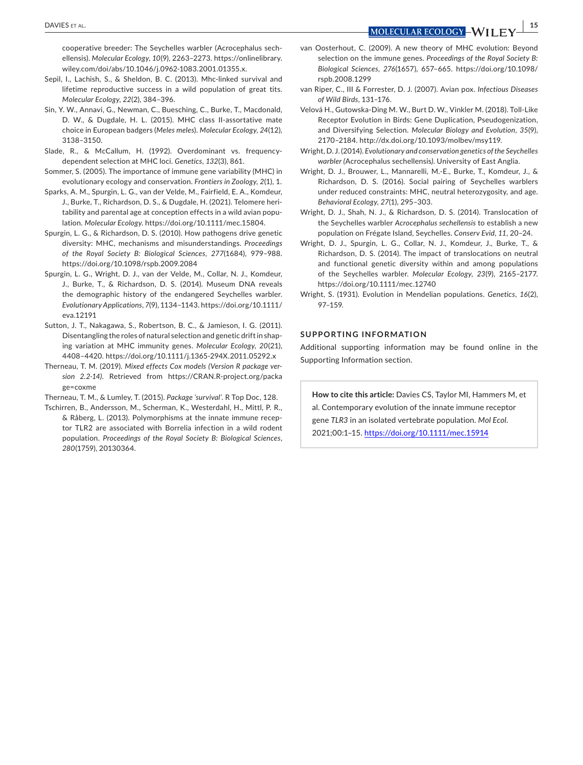cooperative breeder: The Seychelles warbler (Acrocephalus sechellensis). *Molecular Ecology*, *10*(9), 2263–2273. https://onlinelibrary.wiley.com/doi/abs/10.1046/j.0962-1083.2001.01355.x.

Sepil, I., Lachish, S., & Sheldon, B. C. (2013). Mhc-linked survival and lifetime reproductive success in a wild population of great tits. *Molecular Ecology*, *22*(2), 384–396.

Sin, Y. W., Annavi, G., Newman, C., Buesching, C., Burke, T., Macdonald, D. W., & Dugdale, H. L. (2015). MHC class II-assortative mate choice in European badgers (*Meles meles*). *Molecular Ecology*, *24*(12), 3138–3150.

Slade, R., & McCallum, H. (1992). Overdominant vs. frequency-dependent selection at MHC loci. *Genetics*, *132*(3), 861.

Sommer, S. (2005). The importance of immune gene variability (MHC) in evolutionary ecology and conservation. *Frontiers in Zoology*, *2*(1), 1.

Sparks, A. M., Spurgin, L. G., van der Velde, M., Fairfield, E. A., Komdeur, J., Burke, T., Richardson, D. S., & Dugdale, H. (2021). Telomere heritability and parental age at conception effects in a wild avian population. *Molecular Ecology*. https://doi.org/10.1111/mec.15804.

Spurgin, L. G., & Richardson, D. S. (2010). How pathogens drive genetic diversity: MHC, mechanisms and misunderstandings. *Proceedings of the Royal Society B: Biological Sciences*, *277*(1684), 979–988. https://doi.org/10.1098/rspb.2009.2084

Spurgin, L. G., Wright, D. J., van der Velde, M., Collar, N. J., Komdeur, J., Burke, T., & Richardson, D. S. (2014). Museum DNA reveals the demographic history of the endangered Seychelles warbler. *Evolutionary Applications*, *7*(9), 1134–1143. https://doi.org/10.1111/eva.12191

Sutton, J. T., Nakagawa, S., Robertson, B. C., & Jamieson, I. G. (2011). Disentangling the roles of natural selection and genetic drift in shaping variation at MHC immunity genes. *Molecular Ecology*, *20*(21), 4408–4420. https://doi.org/10.1111/j.1365-294X.2011.05292.x

Therneau, T. M. (2019). *Mixed effects Cox models (Version R package version 2.2-14)*. Retrieved from https://CRAN.R-project.org/package=coxme

Therneau, T. M., & Lumley, T. (2015). *Package 'survival'*. R Top Doc, 128.

Tschirren, B., Andersson, M., Scherman, K., Westerdahl, H., Mittl, P. R., & Råberg, L. (2013). Polymorphisms at the innate immune receptor TLR2 are associated with Borrelia infection in a wild rodent population. *Proceedings of the Royal Society B: Biological Sciences*, *280*(1759), 20130364.

van Oosterhout, C. (2009). A new theory of MHC evolution: Beyond selection on the immune genes. *Proceedings of the Royal Society B: Biological Sciences*, *276*(1657), 657–665. https://doi.org/10.1098/rspb.2008.1299

van Riper, C., III & Forrester, D. J. (2007). Avian pox. *Infectious Diseases of Wild Birds*, 131–176.

Velová H., Gutowska-Ding M. W., Burt D. W., Vinkler M. (2018). Toll-Like Receptor Evolution in Birds: Gene Duplication, Pseudogenization, and Diversifying Selection. *Molecular Biology and Evolution*, *35*(9), 2170–2184. http://dx.doi.org/10.1093/molbev/msy119.

Wright, D. J. (2014). *Evolutionary and conservation genetics of the Seychelles warbler (*Acrocephalus sechellensis*)*. University of East Anglia.

Wright, D. J., Brouwer, L., Mannarelli, M.-E., Burke, T., Komdeur, J., & Richardson, D. S. (2016). Social pairing of Seychelles warblers under reduced constraints: MHC, neutral heterozygosity, and age. *Behavioral Ecology*, *27*(1), 295–303.

Wright, D. J., Shah, N. J., & Richardson, D. S. (2014). Translocation of the Seychelles warbler *Acrocephalus sechellensis* to establish a new population on Frégate Island, Seychelles. *Conserv Evid*, *11*, 20–24.

Wright, D. J., Spurgin, L. G., Collar, N. J., Komdeur, J., Burke, T., & Richardson, D. S. (2014). The impact of translocations on neutral and functional genetic diversity within and among populations of the Seychelles warbler. *Molecular Ecology*, *23*(9), 2165–2177. https://doi.org/10.1111/mec.12740

Wright, S. (1931). Evolution in Mendelian populations. *Genetics*, *16*(2), 97–159.

## SUPPORTING INFORMATION

Additional supporting information may be found online in the Supporting Information section.

**How to cite this article:** Davies CS, Taylor MI, Hammers M, et al. Contemporary evolution of the innate immune receptor gene *TLR3* in an isolated vertebrate population. *Mol Ecol*. 2021;00:1–15. https://doi.org/10.1111/mec.15914